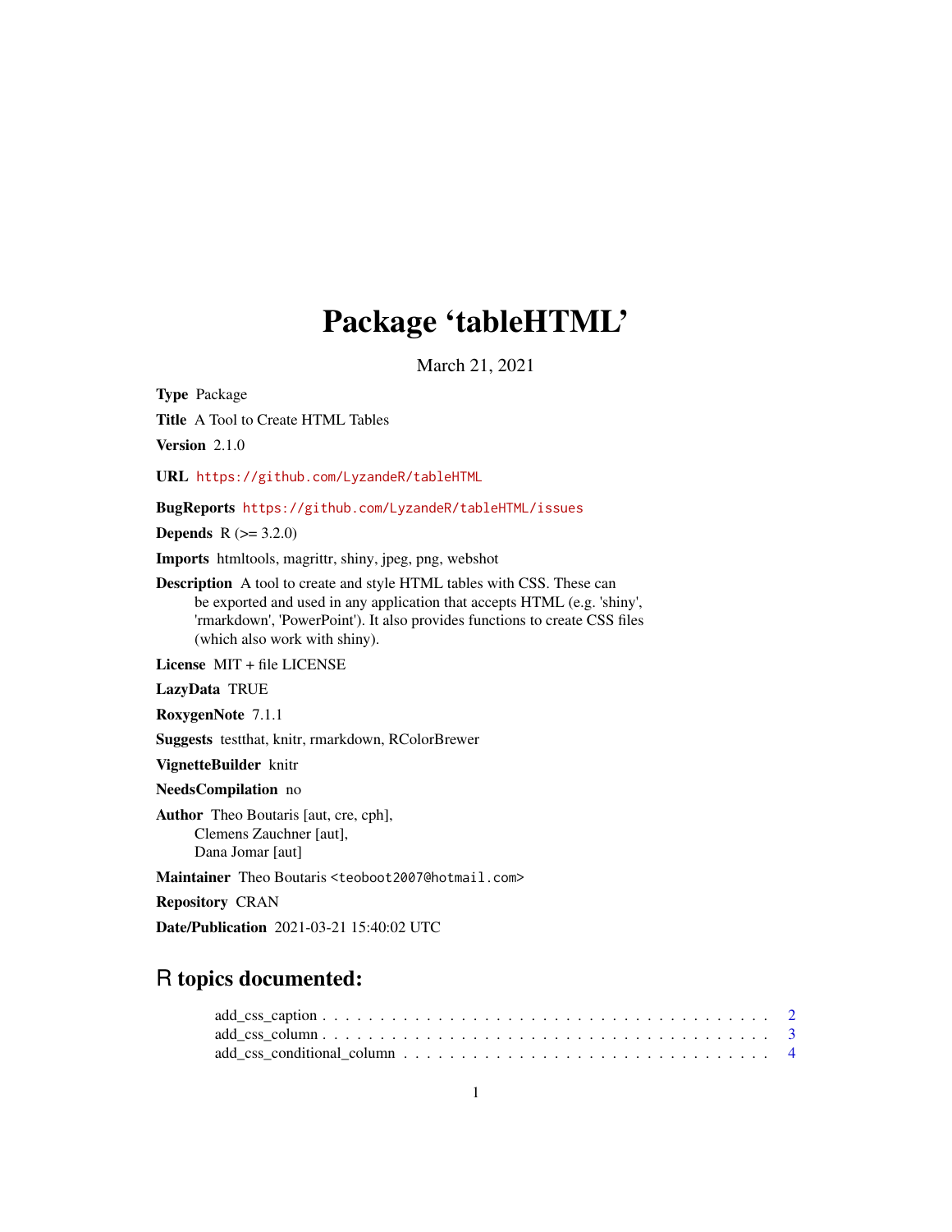# Package 'tableHTML'

March 21, 2021

**Type** Package

**Title** A Tool to Create HTML Tables

**Version** 2.1.0

**URL** https://github.com/LyzandeR/tableHTML

**BugReports** https://github.com/LyzandeR/tableHTML/issues

**Depends** R (>= 3.2.0)

**Imports** htmltools, magrittr, shiny, jpeg, png, webshot

**Description** A tool to create and style HTML tables with CSS. These can be exported and used in any application that accepts HTML (e.g. 'shiny', 'rmarkdown', 'PowerPoint'). It also provides functions to create CSS files (which also work with shiny).

**License** MIT + file LICENSE

**LazyData** TRUE

**RoxygenNote** 7.1.1

**Suggests** testthat, knitr, rmarkdown, RColorBrewer

**VignetteBuilder** knitr

**NeedsCompilation** no

**Author** Theo Boutaris [aut, cre, cph],
Clemens Zauchner [aut],
Dana Jomar [aut]

**Maintainer** Theo Boutaris <teoboot2007@hotmail.com>

**Repository** CRAN

**Date/Publication** 2021-03-21 15:40:02 UTC

## R topics documented:

add_css_caption . . . . . . . . . . . . . . . . . . . . . . . . . . . . . . . . . . . . . . 2
add_css_column . . . . . . . . . . . . . . . . . . . . . . . . . . . . . . . . . . . . . . 3
add_css_conditional_column . . . . . . . . . . . . . . . . . . . . . . . . . . . . . . . . 4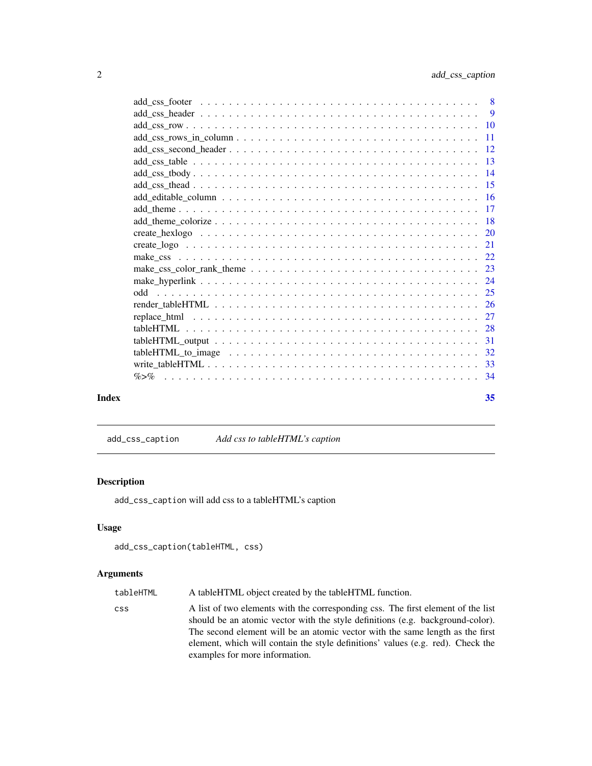add_css_footer . . . . . . . . . . . . . . . . . . . . . . . . . . . . . . . . . . . . 8
add_css_header . . . . . . . . . . . . . . . . . . . . . . . . . . . . . . . . . . . . 9
add_css_row . . . . . . . . . . . . . . . . . . . . . . . . . . . . . . . . . . . . . . 10
add_css_rows_in_column . . . . . . . . . . . . . . . . . . . . . . . . . . . . . . . . 11
add_css_second_header . . . . . . . . . . . . . . . . . . . . . . . . . . . . . . . . . 12
add_css_table . . . . . . . . . . . . . . . . . . . . . . . . . . . . . . . . . . . . . 13
add_css_tbody . . . . . . . . . . . . . . . . . . . . . . . . . . . . . . . . . . . . . 14
add_css_thead . . . . . . . . . . . . . . . . . . . . . . . . . . . . . . . . . . . . . 15
add_editable_column . . . . . . . . . . . . . . . . . . . . . . . . . . . . . . . . . . 16
add_theme . . . . . . . . . . . . . . . . . . . . . . . . . . . . . . . . . . . . . . . 17
add_theme_colorize . . . . . . . . . . . . . . . . . . . . . . . . . . . . . . . . . . 18
create_hexlogo . . . . . . . . . . . . . . . . . . . . . . . . . . . . . . . . . . . . 20
create_logo . . . . . . . . . . . . . . . . . . . . . . . . . . . . . . . . . . . . . . 21
make_css . . . . . . . . . . . . . . . . . . . . . . . . . . . . . . . . . . . . . . . 22
make_css_color_rank_theme . . . . . . . . . . . . . . . . . . . . . . . . . . . . . . 23
make_hyperlink . . . . . . . . . . . . . . . . . . . . . . . . . . . . . . . . . . . . 24
odd . . . . . . . . . . . . . . . . . . . . . . . . . . . . . . . . . . . . . . . . . . 25
render_tableHTML . . . . . . . . . . . . . . . . . . . . . . . . . . . . . . . . . . . 26
replace_html . . . . . . . . . . . . . . . . . . . . . . . . . . . . . . . . . . . . . 27
tableHTML . . . . . . . . . . . . . . . . . . . . . . . . . . . . . . . . . . . . . . . 28
tableHTML_output . . . . . . . . . . . . . . . . . . . . . . . . . . . . . . . . . . . 31
tableHTML_to_image . . . . . . . . . . . . . . . . . . . . . . . . . . . . . . . . . . 32
write_tableHTML . . . . . . . . . . . . . . . . . . . . . . . . . . . . . . . . . . . . 33
%>% . . . . . . . . . . . . . . . . . . . . . . . . . . . . . . . . . . . . . . . . . . 34

**Index** **35**

---

## add_css_caption *Add css to tableHTML's caption*

### Description

`add_css_caption` will add css to a tableHTML's caption

### Usage

```
add_css_caption(tableHTML, css)
```

### Arguments

| | |
|---|---|
| `tableHTML` | A tableHTML object created by the tableHTML function. |
| `css` | A list of two elements with the corresponding css. The first element of the list should be an atomic vector with the style definitions (e.g. background-color). The second element will be an atomic vector with the same length as the first element, which will contain the style definitions' values (e.g. red). Check the examples for more information. |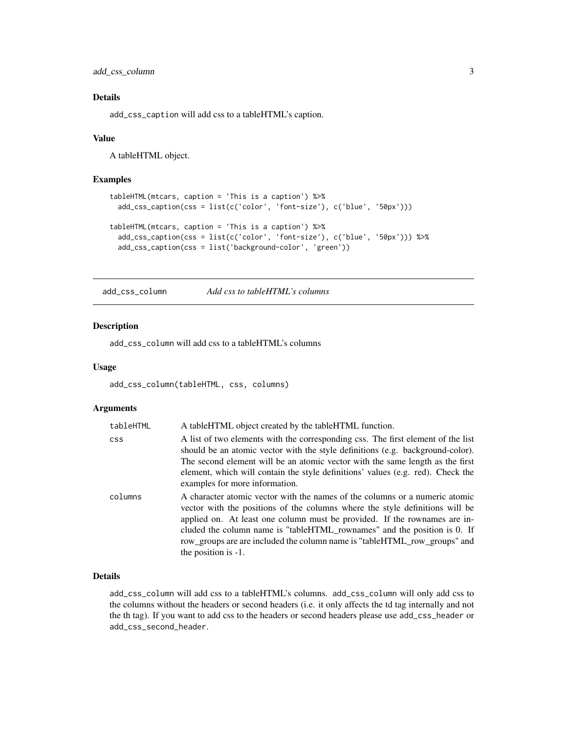## Details

`add_css_caption` will add css to a tableHTML's caption.

## Value

A tableHTML object.

## Examples

```
tableHTML(mtcars, caption = 'This is a caption') %>%
  add_css_caption(css = list(c('color', 'font-size'), c('blue', '50px')))

tableHTML(mtcars, caption = 'This is a caption') %>%
  add_css_caption(css = list(c('color', 'font-size'), c('blue', '50px'))) %>%
  add_css_caption(css = list('background-color', 'green'))
```

---

# add_css_column &nbsp;&nbsp;&nbsp; *Add css to tableHTML's columns*

## Description

`add_css_column` will add css to a tableHTML's columns

## Usage

```
add_css_column(tableHTML, css, columns)
```

## Arguments

| | |
|---|---|
| `tableHTML` | A tableHTML object created by the tableHTML function. |
| `css` | A list of two elements with the corresponding css. The first element of the list should be an atomic vector with the style definitions (e.g. background-color). The second element will be an atomic vector with the same length as the first element, which will contain the style definitions' values (e.g. red). Check the examples for more information. |
| `columns` | A character atomic vector with the names of the columns or a numeric atomic vector with the positions of the columns where the style definitions will be applied on. At least one column must be provided. If the rownames are included the column name is "tableHTML_rownames" and the position is 0. If row_groups are are included the column name is "tableHTML_row_groups" and the position is -1. |

## Details

`add_css_column` will add css to a tableHTML's columns. `add_css_column` will only add css to the columns without the headers or second headers (i.e. it only affects the td tag internally and not the th tag). If you want to add css to the headers or second headers please use `add_css_header` or `add_css_second_header`.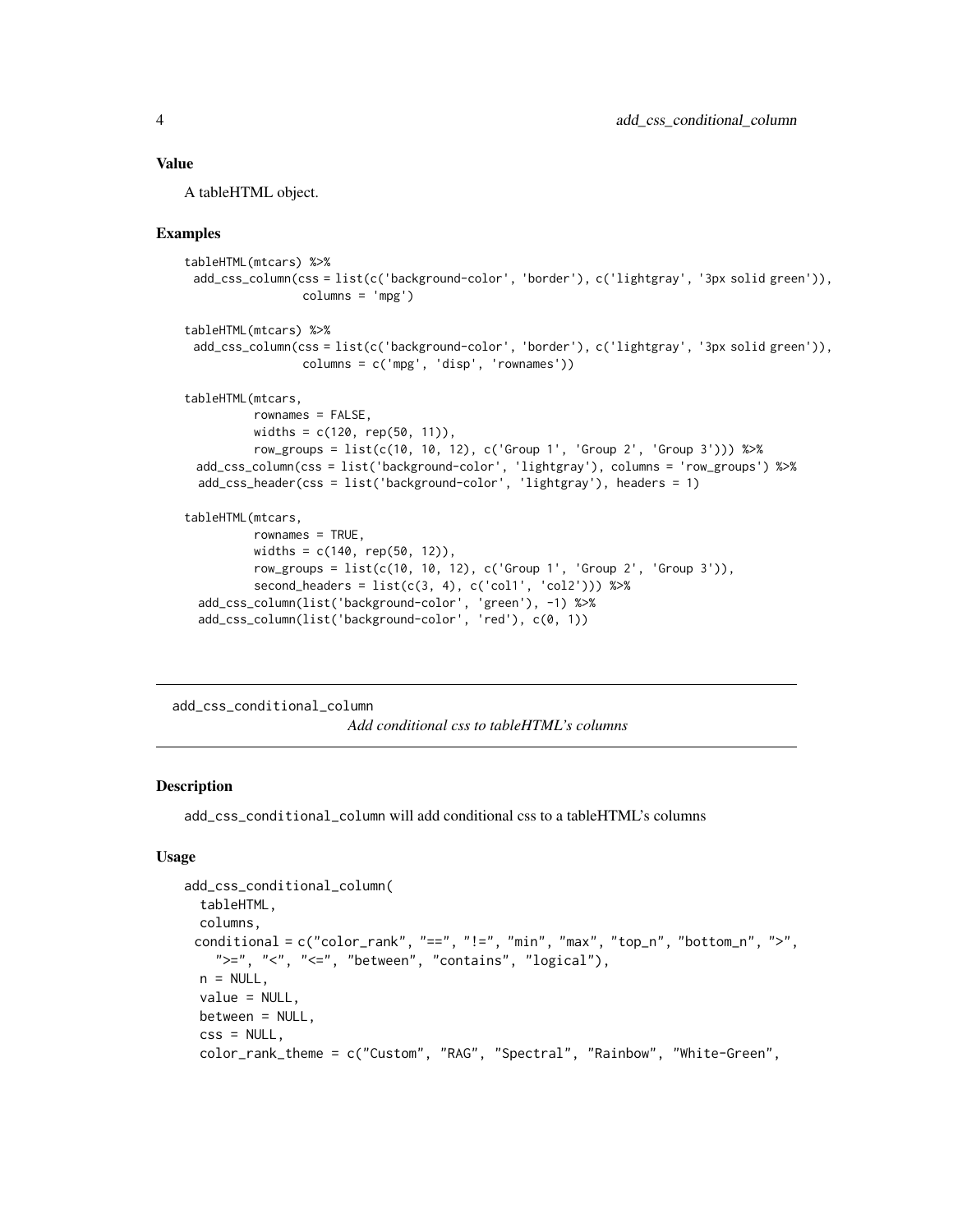## Value

A tableHTML object.

## Examples

```
tableHTML(mtcars) %>%
 add_css_column(css = list(c('background-color', 'border'), c('lightgray', '3px solid green')),
                columns = 'mpg')

tableHTML(mtcars) %>%
 add_css_column(css = list(c('background-color', 'border'), c('lightgray', '3px solid green')),
                columns = c('mpg', 'disp', 'rownames'))

tableHTML(mtcars,
          rownames = FALSE,
          widths = c(120, rep(50, 11)),
          row_groups = list(c(10, 10, 12), c('Group 1', 'Group 2', 'Group 3'))) %>%
  add_css_column(css = list('background-color', 'lightgray'), columns = 'row_groups') %>%
  add_css_header(css = list('background-color', 'lightgray'), headers = 1)

tableHTML(mtcars,
          rownames = TRUE,
          widths = c(140, rep(50, 12)),
          row_groups = list(c(10, 10, 12), c('Group 1', 'Group 2', 'Group 3')),
          second_headers = list(c(3, 4), c('col1', 'col2'))) %>%
  add_css_column(list('background-color', 'green'), -1) %>%
  add_css_column(list('background-color', 'red'), c(0, 1))
```

---

# add_css_conditional_column

*Add conditional css to tableHTML's columns*

## Description

add_css_conditional_column will add conditional css to a tableHTML's columns

## Usage

```
add_css_conditional_column(
  tableHTML,
  columns,
  conditional = c("color_rank", "==", "!=", "min", "max", "top_n", "bottom_n", ">",
    ">=", "<", "<=", "between", "contains", "logical"),
  n = NULL,
  value = NULL,
  between = NULL,
  css = NULL,
  color_rank_theme = c("Custom", "RAG", "Spectral", "Rainbow", "White-Green",
```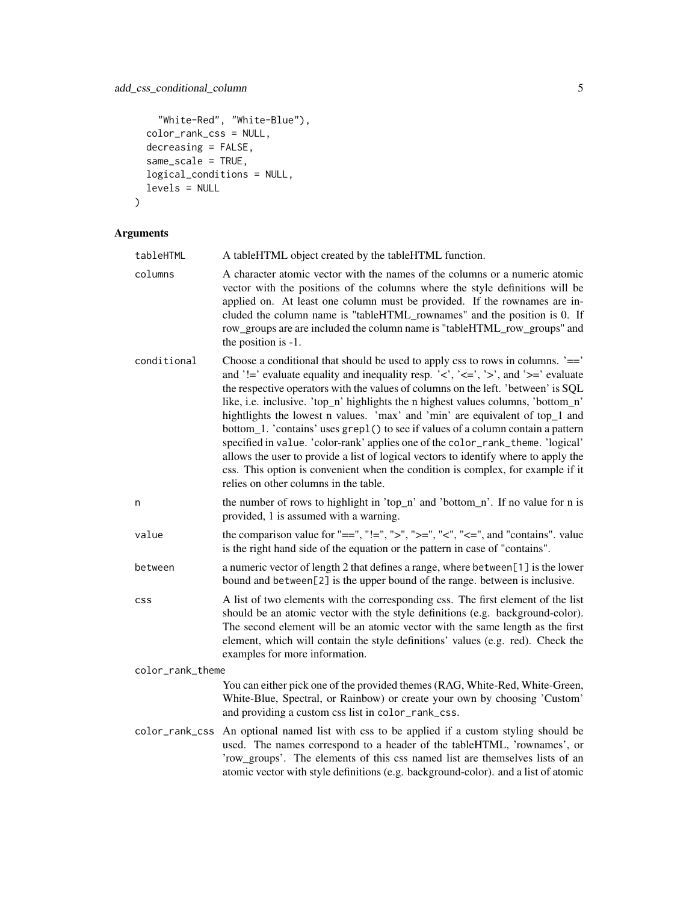```
    "White-Red", "White-Blue"),
  color_rank_css = NULL,
  decreasing = FALSE,
  same_scale = TRUE,
  logical_conditions = NULL,
  levels = NULL
)
```

## Arguments

| | |
|---|---|
| `tableHTML` | A tableHTML object created by the tableHTML function. |
| `columns` | A character atomic vector with the names of the columns or a numeric atomic vector with the positions of the columns where the style definitions will be applied on. At least one column must be provided. If the rownames are included the column name is "tableHTML_rownames" and the position is 0. If row_groups are are included the column name is "tableHTML_row_groups" and the position is -1. |
| `conditional` | Choose a conditional that should be used to apply css to rows in columns. '==' and '!=' evaluate equality and inequality resp. '<', '<=', '>', and '>=' evaluate the respective operators with the values of columns on the left. 'between' is SQL like, i.e. inclusive. 'top_n' highlights the n highest values columns, 'bottom_n' hightlights the lowest n values. 'max' and 'min' are equivalent of top_1 and bottom_1. 'contains' uses `grepl()` to see if values of a column contain a pattern specified in `value`. 'color-rank' applies one of the `color_rank_theme`. 'logical' allows the user to provide a list of logical vectors to identify where to apply the css. This option is convenient when the condition is complex, for example if it relies on other columns in the table. |
| `n` | the number of rows to highlight in 'top_n' and 'bottom_n'. If no value for n is provided, 1 is assumed with a warning. |
| `value` | the comparison value for "==", "!=", ">", ">=", "<", "<=", and "contains". value is the right hand side of the equation or the pattern in case of "contains". |
| `between` | a numeric vector of length 2 that defines a range, where `between[1]` is the lower bound and `between[2]` is the upper bound of the range. between is inclusive. |
| `css` | A list of two elements with the corresponding css. The first element of the list should be an atomic vector with the style definitions (e.g. background-color). The second element will be an atomic vector with the same length as the first element, which will contain the style definitions' values (e.g. red). Check the examples for more information. |
| `color_rank_theme` | You can either pick one of the provided themes (RAG, White-Red, White-Green, White-Blue, Spectral, or Rainbow) or create your own by choosing 'Custom' and providing a custom css list in `color_rank_css`. |
| `color_rank_css` | An optional named list with css to be applied if a custom styling should be used. The names correspond to a header of the tableHTML, 'rownames', or 'row_groups'. The elements of this css named list are themselves lists of an atomic vector with style definitions (e.g. background-color). and a list of atomic |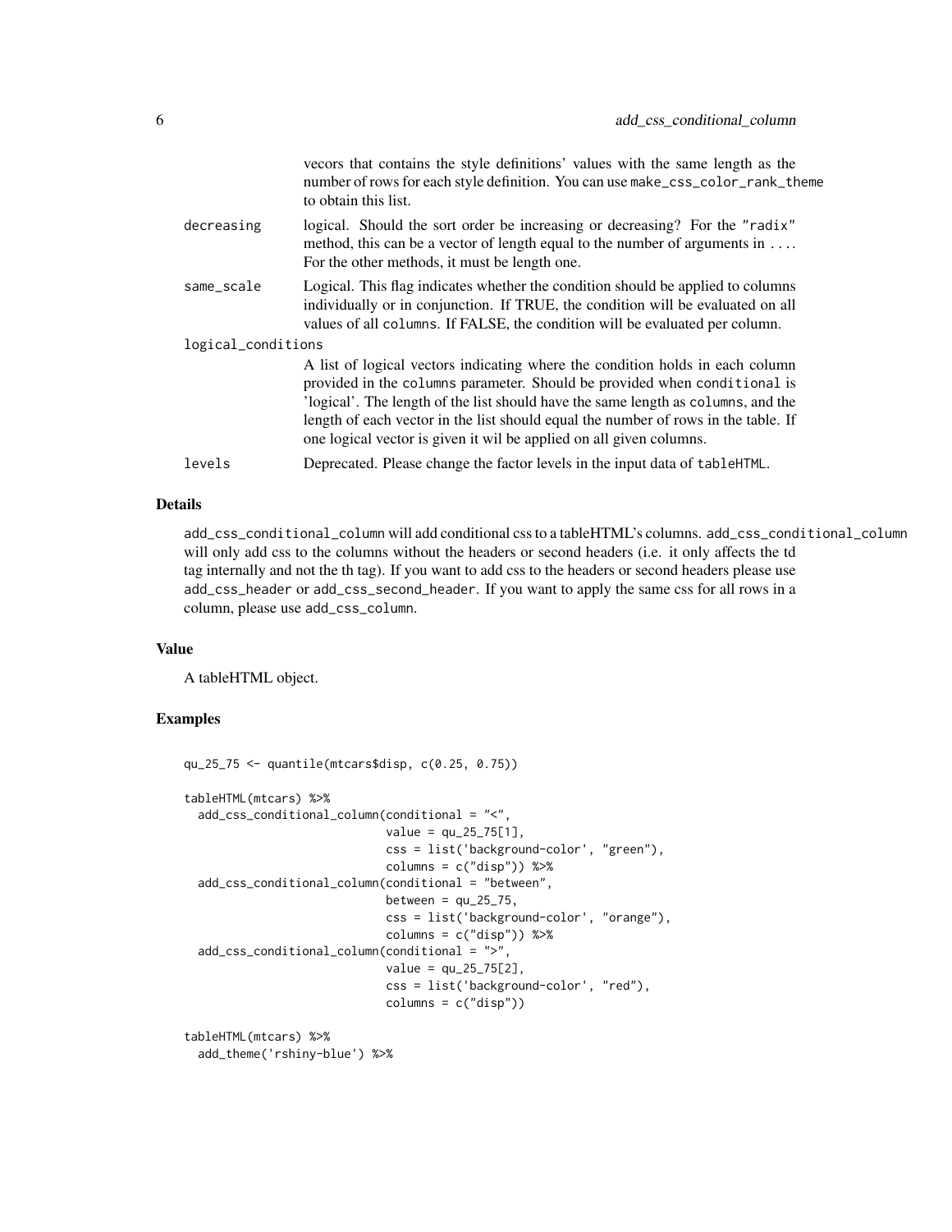vecors that contains the style definitions' values with the same length as the number of rows for each style definition. You can use make_css_color_rank_theme to obtain this list.

decreasing
: logical. Should the sort order be increasing or decreasing? For the "radix" method, this can be a vector of length equal to the number of arguments in .... For the other methods, it must be length one.

same_scale
: Logical. This flag indicates whether the condition should be applied to columns individually or in conjunction. If TRUE, the condition will be evaluated on all values of all columns. If FALSE, the condition will be evaluated per column.

logical_conditions
: A list of logical vectors indicating where the condition holds in each column provided in the columns parameter. Should be provided when conditional is 'logical'. The length of the list should have the same length as columns, and the length of each vector in the list should equal the number of rows in the table. If one logical vector is given it wil be applied on all given columns.

levels
: Deprecated. Please change the factor levels in the input data of tableHTML.

### Details

add_css_conditional_column will add conditional css to a tableHTML's columns. add_css_conditional_column will only add css to the columns without the headers or second headers (i.e. it only affects the td tag internally and not the th tag). If you want to add css to the headers or second headers please use add_css_header or add_css_second_header. If you want to apply the same css for all rows in a column, please use add_css_column.

### Value

A tableHTML object.

### Examples

```
qu_25_75 <- quantile(mtcars$disp, c(0.25, 0.75))

tableHTML(mtcars) %>%
  add_css_conditional_column(conditional = "<",
                             value = qu_25_75[1],
                             css = list('background-color', "green"),
                             columns = c("disp")) %>%
  add_css_conditional_column(conditional = "between",
                             between = qu_25_75,
                             css = list('background-color', "orange"),
                             columns = c("disp")) %>%
  add_css_conditional_column(conditional = ">",
                             value = qu_25_75[2],
                             css = list('background-color', "red"),
                             columns = c("disp"))

tableHTML(mtcars) %>%
  add_theme('rshiny-blue') %>%
```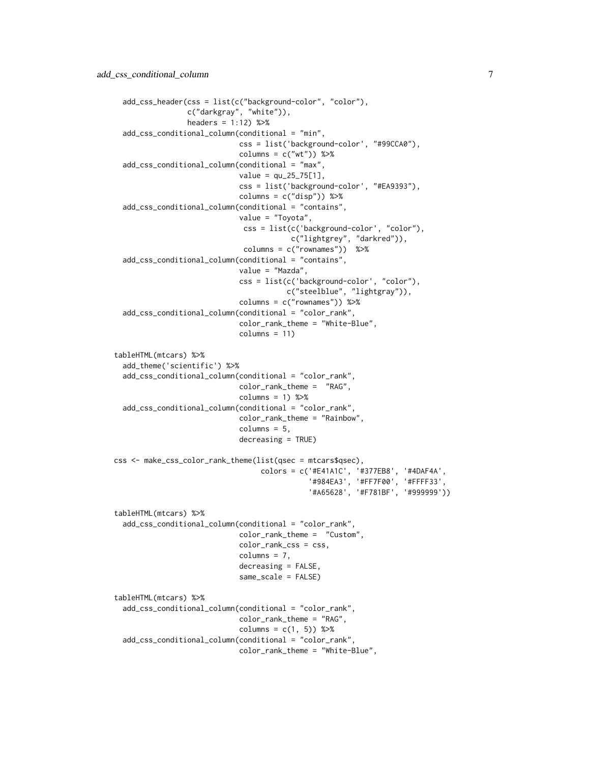```
  add_css_header(css = list(c("background-color", "color"),
               c("darkgray", "white")),
               headers = 1:12) %>%
  add_css_conditional_column(conditional = "min",
                             css = list('background-color', "#99CCA0"),
                             columns = c("wt")) %>%
  add_css_conditional_column(conditional = "max",
                             value = qu_25_75[1],
                             css = list('background-color', "#EA9393"),
                             columns = c("disp")) %>%
  add_css_conditional_column(conditional = "contains",
                             value = "Toyota",
                              css = list(c('background-color', "color"),
                                         c("lightgrey", "darkred")),
                              columns = c("rownames"))  %>%
  add_css_conditional_column(conditional = "contains",
                             value = "Mazda",
                             css = list(c('background-color', "color"),
                                        c("steelblue", "lightgray")),
                             columns = c("rownames")) %>%
  add_css_conditional_column(conditional = "color_rank",
                             color_rank_theme = "White-Blue",
                             columns = 11)

tableHTML(mtcars) %>%
  add_theme('scientific') %>%
  add_css_conditional_column(conditional = "color_rank",
                             color_rank_theme =  "RAG",
                             columns = 1) %>%
  add_css_conditional_column(conditional = "color_rank",
                             color_rank_theme = "Rainbow",
                             columns = 5,
                             decreasing = TRUE)

css <- make_css_color_rank_theme(list(qsec = mtcars$qsec),
                                 colors = c('#E41A1C', '#377EB8', '#4DAF4A',
                                            '#984EA3', '#FF7F00', '#FFFF33',
                                            '#A65628', '#F781BF', '#999999'))

tableHTML(mtcars) %>%
  add_css_conditional_column(conditional = "color_rank",
                             color_rank_theme =  "Custom",
                             color_rank_css = css,
                             columns = 7,
                             decreasing = FALSE,
                             same_scale = FALSE)

tableHTML(mtcars) %>%
  add_css_conditional_column(conditional = "color_rank",
                             color_rank_theme = "RAG",
                             columns = c(1, 5)) %>%
  add_css_conditional_column(conditional = "color_rank",
                             color_rank_theme = "White-Blue",
```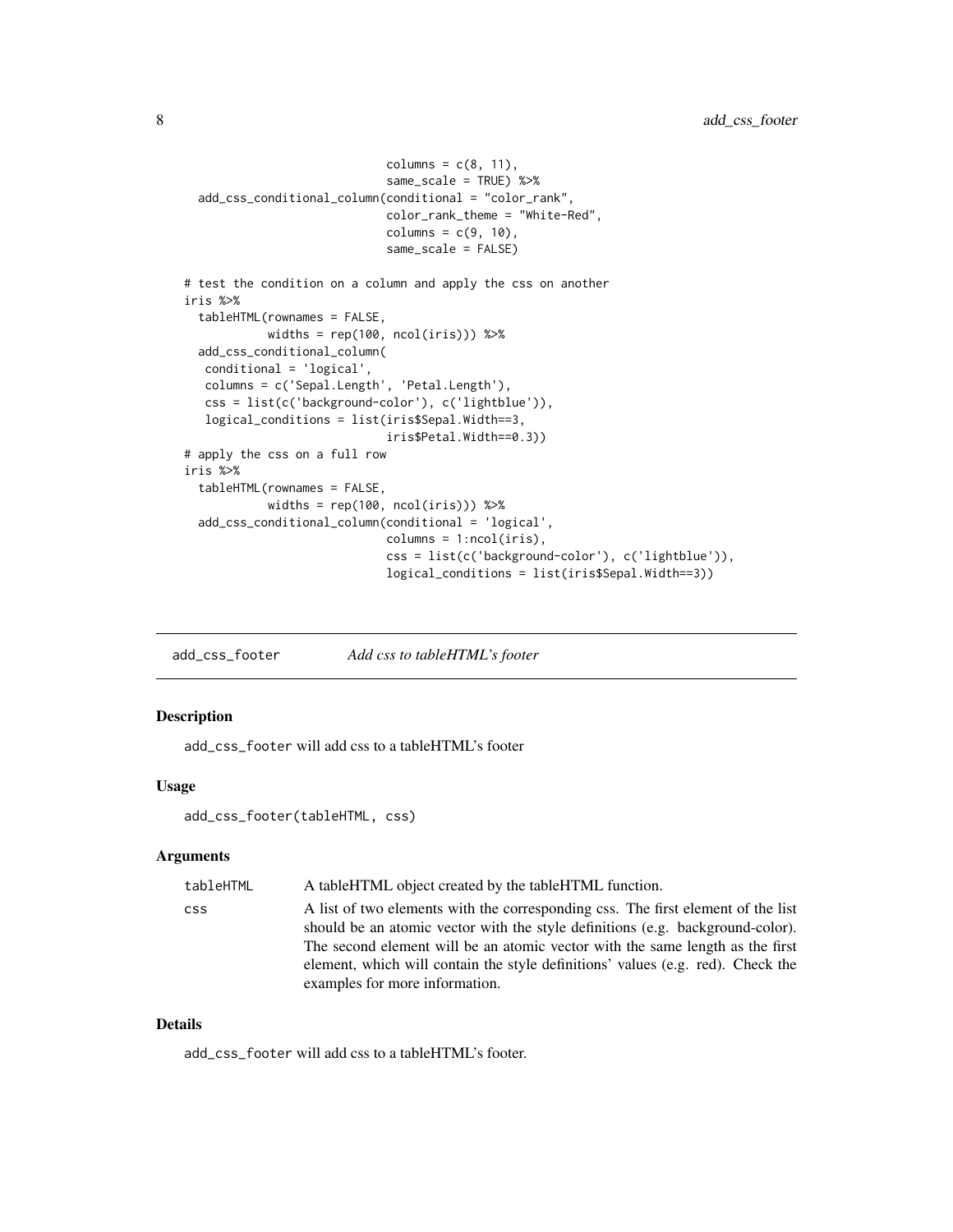```
                              columns = c(8, 11),
                              same_scale = TRUE) %>%
  add_css_conditional_column(conditional = "color_rank",
                              color_rank_theme = "White-Red",
                              columns = c(9, 10),
                              same_scale = FALSE)

# test the condition on a column and apply the css on another
iris %>%
  tableHTML(rownames = FALSE,
            widths = rep(100, ncol(iris))) %>%
  add_css_conditional_column(
   conditional = 'logical',
   columns = c('Sepal.Length', 'Petal.Length'),
   css = list(c('background-color'), c('lightblue')),
   logical_conditions = list(iris$Sepal.Width==3,
                              iris$Petal.Width==0.3))
# apply the css on a full row
iris %>%
  tableHTML(rownames = FALSE,
            widths = rep(100, ncol(iris))) %>%
  add_css_conditional_column(conditional = 'logical',
                              columns = 1:ncol(iris),
                              css = list(c('background-color'), c('lightblue')),
                              logical_conditions = list(iris$Sepal.Width==3))
```

## add_css_footer — *Add css to tableHTML's footer*

### Description

add_css_footer will add css to a tableHTML's footer

### Usage

```
add_css_footer(tableHTML, css)
```

### Arguments

| | |
|---|---|
| tableHTML | A tableHTML object created by the tableHTML function. |
| css | A list of two elements with the corresponding css. The first element of the list should be an atomic vector with the style definitions (e.g. background-color). The second element will be an atomic vector with the same length as the first element, which will contain the style definitions' values (e.g. red). Check the examples for more information. |

### Details

add_css_footer will add css to a tableHTML's footer.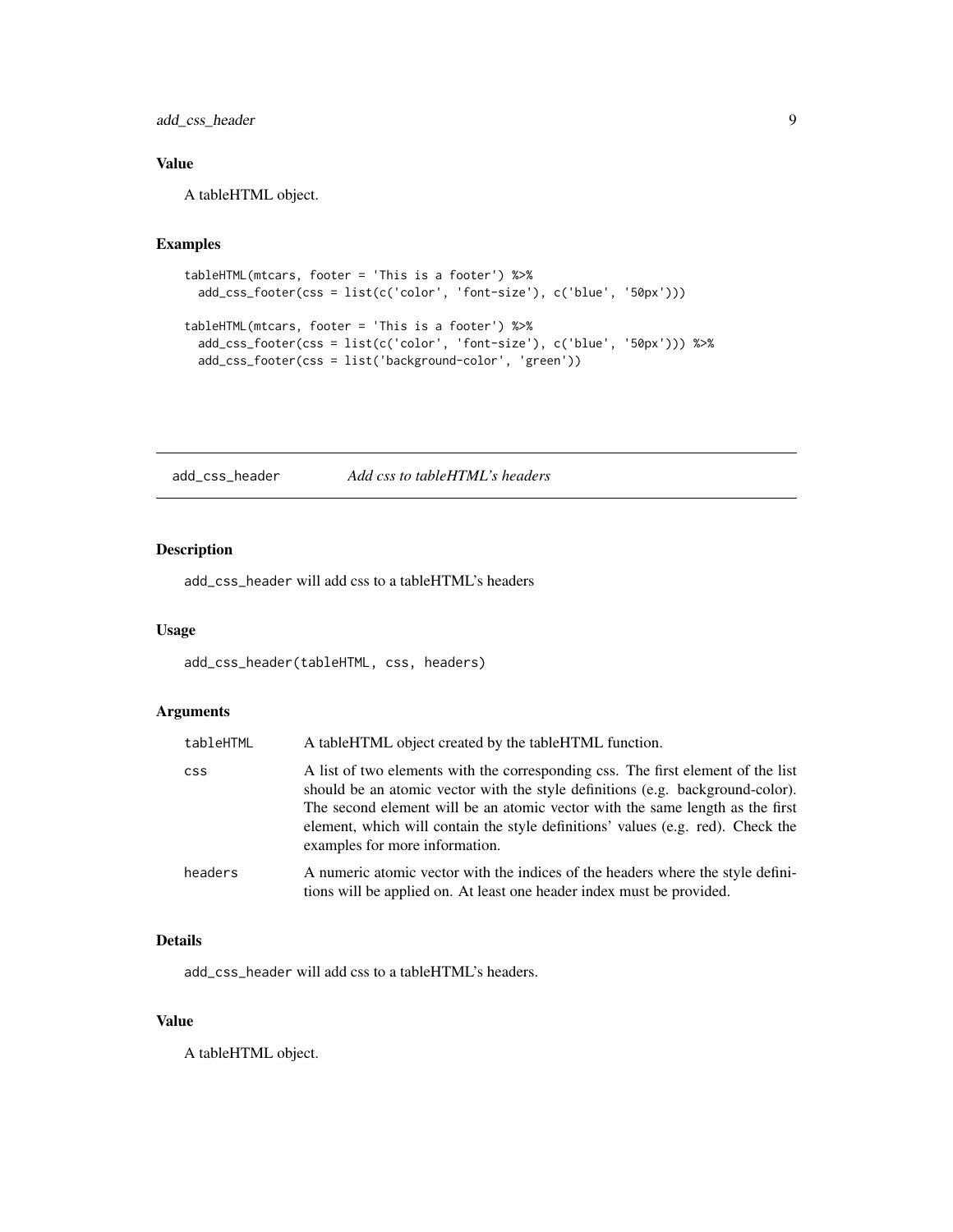### Value

A tableHTML object.

### Examples

```
tableHTML(mtcars, footer = 'This is a footer') %>%
  add_css_footer(css = list(c('color', 'font-size'), c('blue', '50px')))

tableHTML(mtcars, footer = 'This is a footer') %>%
  add_css_footer(css = list(c('color', 'font-size'), c('blue', '50px'))) %>%
  add_css_footer(css = list('background-color', 'green'))
```

---

## add_css_header    *Add css to tableHTML's headers*

---

### Description

add_css_header will add css to a tableHTML's headers

### Usage

```
add_css_header(tableHTML, css, headers)
```

### Arguments

| | |
|---|---|
| tableHTML | A tableHTML object created by the tableHTML function. |
| css | A list of two elements with the corresponding css. The first element of the list should be an atomic vector with the style definitions (e.g. background-color). The second element will be an atomic vector with the same length as the first element, which will contain the style definitions' values (e.g. red). Check the examples for more information. |
| headers | A numeric atomic vector with the indices of the headers where the style definitions will be applied on. At least one header index must be provided. |

### Details

add_css_header will add css to a tableHTML's headers.

### Value

A tableHTML object.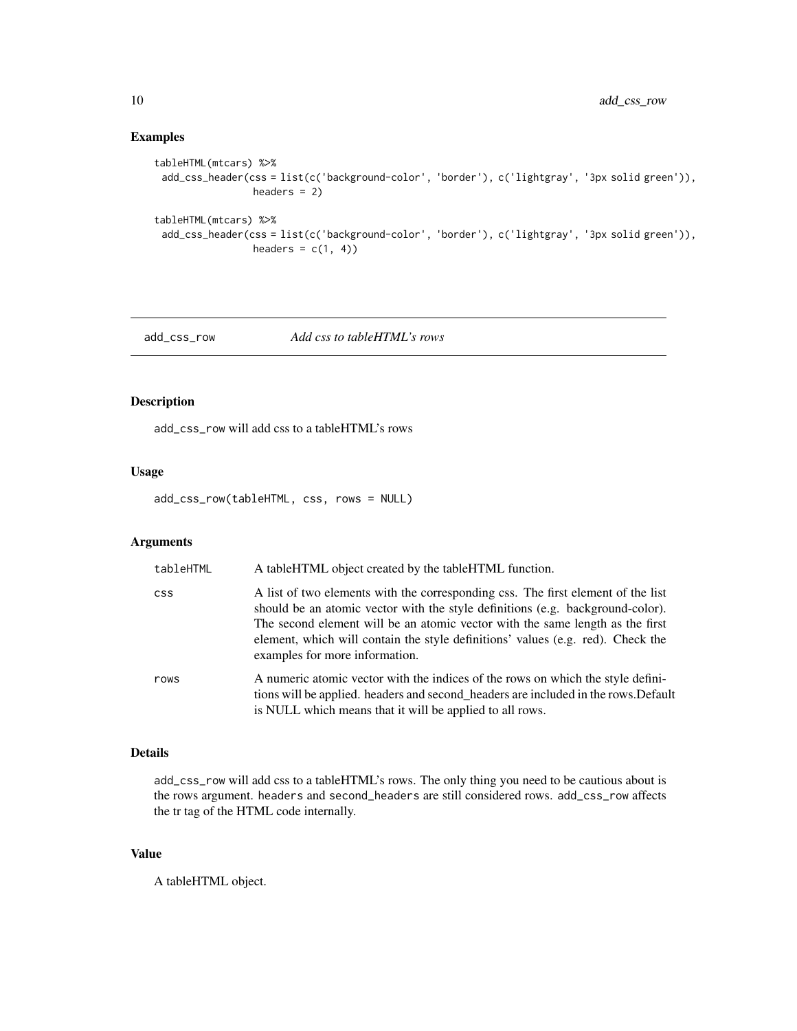## Examples

```
tableHTML(mtcars) %>%
 add_css_header(css = list(c('background-color', 'border'), c('lightgray', '3px solid green')),
                headers = 2)

tableHTML(mtcars) %>%
 add_css_header(css = list(c('background-color', 'border'), c('lightgray', '3px solid green')),
                headers = c(1, 4))
```

---

# add_css_row *Add css to tableHTML's rows*

---

## Description

add_css_row will add css to a tableHTML's rows

## Usage

```
add_css_row(tableHTML, css, rows = NULL)
```

## Arguments

| | |
|---|---|
| tableHTML | A tableHTML object created by the tableHTML function. |
| css | A list of two elements with the corresponding css. The first element of the list should be an atomic vector with the style definitions (e.g. background-color). The second element will be an atomic vector with the same length as the first element, which will contain the style definitions' values (e.g. red). Check the examples for more information. |
| rows | A numeric atomic vector with the indices of the rows on which the style definitions will be applied. headers and second_headers are included in the rows.Default is NULL which means that it will be applied to all rows. |

## Details

add_css_row will add css to a tableHTML's rows. The only thing you need to be cautious about is the rows argument. headers and second_headers are still considered rows. add_css_row affects the tr tag of the HTML code internally.

## Value

A tableHTML object.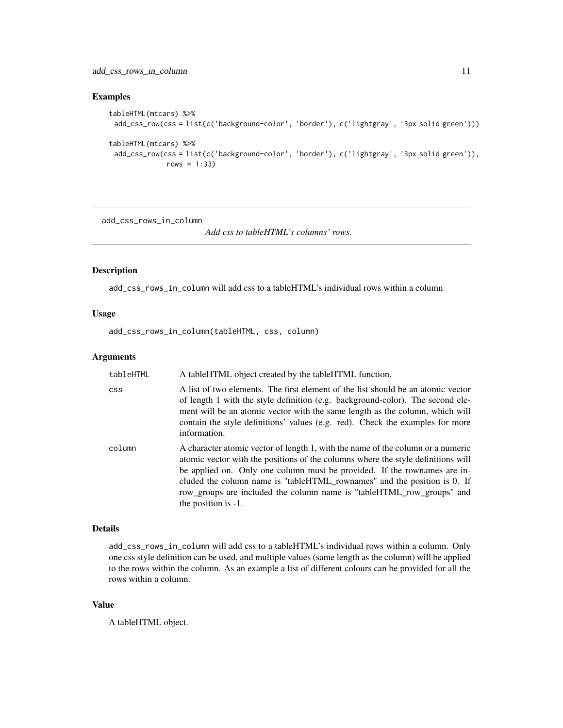### Examples

```
tableHTML(mtcars) %>%
  add_css_row(css = list(c('background-color', 'border'), c('lightgray', '3px solid green')))

tableHTML(mtcars) %>%
  add_css_row(css = list(c('background-color', 'border'), c('lightgray', '3px solid green')),
              rows = 1:33)
```

---

## add_css_rows_in_column

*Add css to tableHTML's columns' rows.*

---

### Description

add_css_rows_in_column will add css to a tableHTML's individual rows within a column

### Usage

```
add_css_rows_in_column(tableHTML, css, column)
```

### Arguments

| | |
|---|---|
| tableHTML | A tableHTML object created by the tableHTML function. |
| css | A list of two elements. The first element of the list should be an atomic vector of length 1 with the style definition (e.g. background-color). The second element will be an atomic vector with the same length as the column, which will contain the style definitions' values (e.g. red). Check the examples for more information. |
| column | A character atomic vector of length 1, with the name of the column or a numeric atomic vector with the positions of the columns where the style definitions will be applied on. Only one column must be provided. If the rownames are included the column name is "tableHTML_rownames" and the position is 0. If row_groups are included the column name is "tableHTML_row_groups" and the position is -1. |

### Details

add_css_rows_in_column will add css to a tableHTML's individual rows within a column. Only one css style definition can be used, and multiple values (same length as the column) will be applied to the rows within the column. As an example a list of different colours can be provided for all the rows within a column.

### Value

A tableHTML object.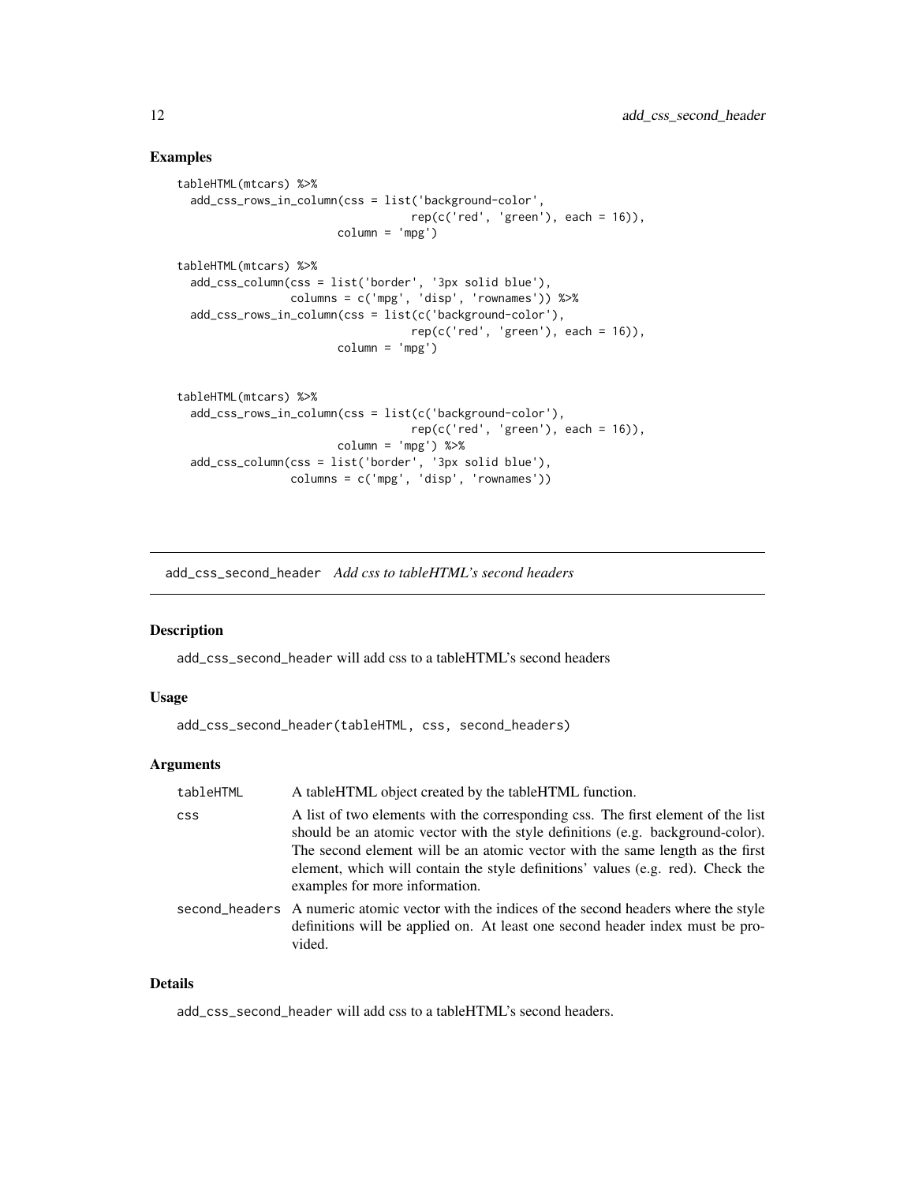### Examples

```
tableHTML(mtcars) %>%
  add_css_rows_in_column(css = list('background-color',
                                    rep(c('red', 'green'), each = 16)),
                         column = 'mpg')

tableHTML(mtcars) %>%
  add_css_column(css = list('border', '3px solid blue'),
                 columns = c('mpg', 'disp', 'rownames')) %>%
  add_css_rows_in_column(css = list(c('background-color'),
                                    rep(c('red', 'green'), each = 16)),
                         column = 'mpg')


tableHTML(mtcars) %>%
  add_css_rows_in_column(css = list(c('background-color'),
                                    rep(c('red', 'green'), each = 16)),
                         column = 'mpg') %>%
  add_css_column(css = list('border', '3px solid blue'),
                 columns = c('mpg', 'disp', 'rownames'))
```

---

## add_css_second_header *Add css to tableHTML's second headers*

### Description

add_css_second_header will add css to a tableHTML's second headers

### Usage

```
add_css_second_header(tableHTML, css, second_headers)
```

### Arguments

| | |
|---|---|
| tableHTML | A tableHTML object created by the tableHTML function. |
| css | A list of two elements with the corresponding css. The first element of the list should be an atomic vector with the style definitions (e.g. background-color). The second element will be an atomic vector with the same length as the first element, which will contain the style definitions' values (e.g. red). Check the examples for more information. |
| second_headers | A numeric atomic vector with the indices of the second headers where the style definitions will be applied on. At least one second header index must be provided. |

### Details

add_css_second_header will add css to a tableHTML's second headers.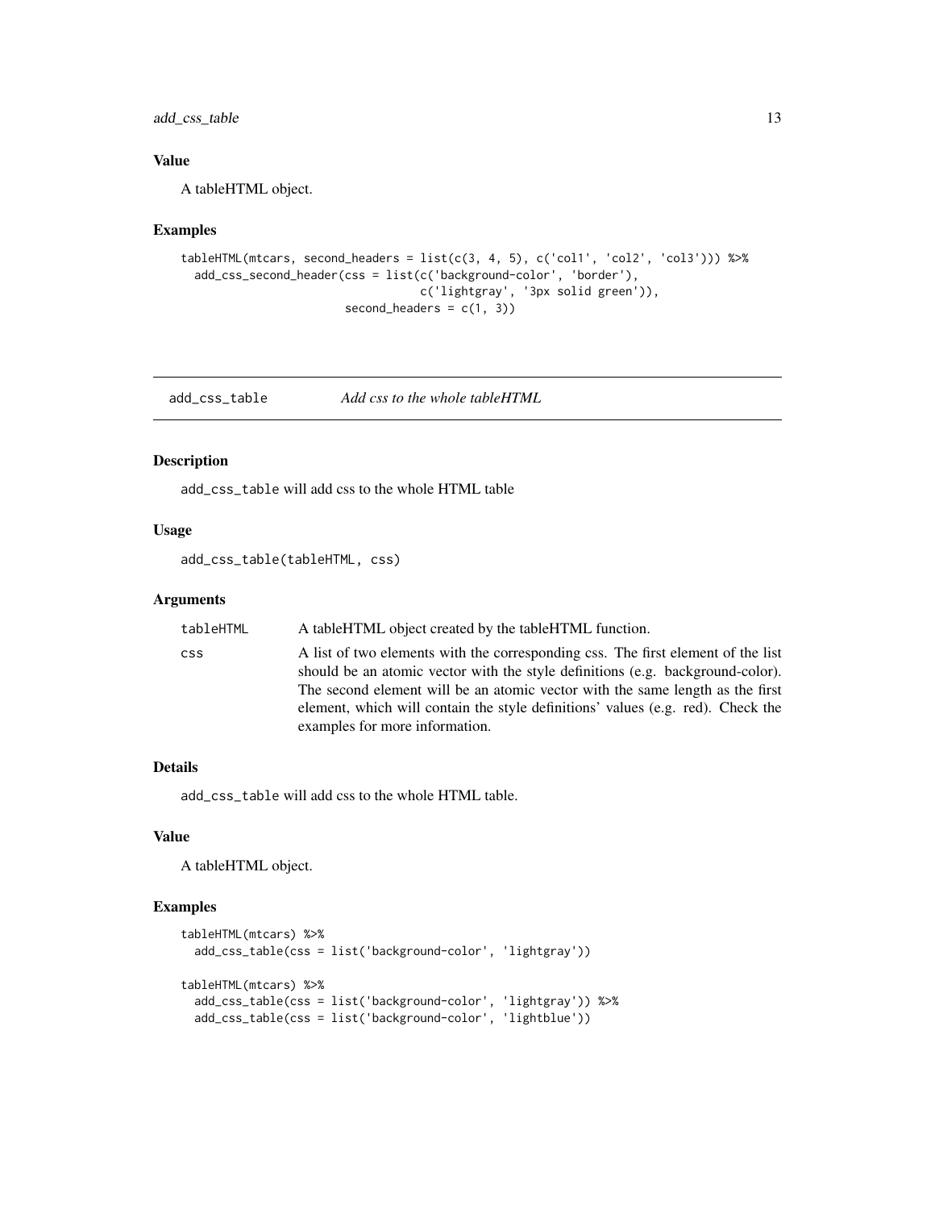### Value

A tableHTML object.

### Examples

```
tableHTML(mtcars, second_headers = list(c(3, 4, 5), c('col1', 'col2', 'col3'))) %>%
  add_css_second_header(css = list(c('background-color', 'border'),
                                   c('lightgray', '3px solid green')),
                        second_headers = c(1, 3))
```

---

## add_css_table — *Add css to the whole tableHTML*

### Description

`add_css_table` will add css to the whole HTML table

### Usage

```
add_css_table(tableHTML, css)
```

### Arguments

| | |
|---|---|
| `tableHTML` | A tableHTML object created by the tableHTML function. |
| `css` | A list of two elements with the corresponding css. The first element of the list should be an atomic vector with the style definitions (e.g. background-color). The second element will be an atomic vector with the same length as the first element, which will contain the style definitions' values (e.g. red). Check the examples for more information. |

### Details

`add_css_table` will add css to the whole HTML table.

### Value

A tableHTML object.

### Examples

```
tableHTML(mtcars) %>%
  add_css_table(css = list('background-color', 'lightgray'))

tableHTML(mtcars) %>%
  add_css_table(css = list('background-color', 'lightgray')) %>%
  add_css_table(css = list('background-color', 'lightblue'))
```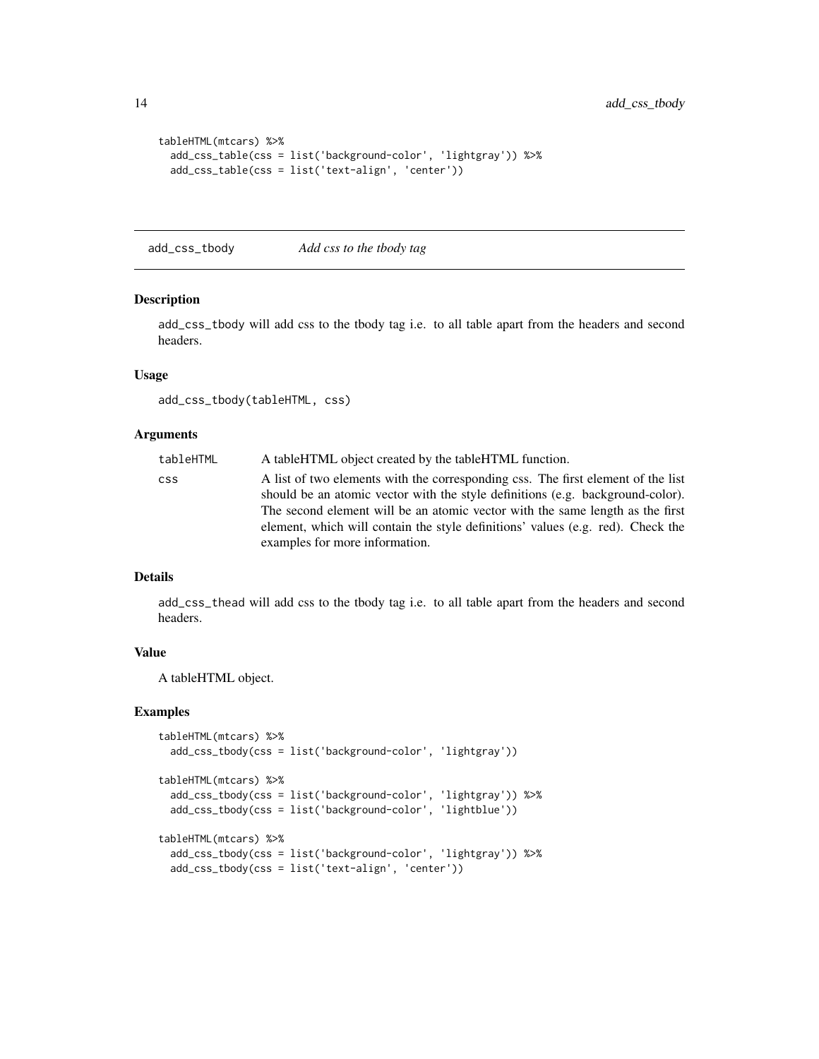```
tableHTML(mtcars) %>%
  add_css_table(css = list('background-color', 'lightgray')) %>%
  add_css_table(css = list('text-align', 'center'))
```

## add_css_tbody — *Add css to the tbody tag*

### Description

add_css_tbody will add css to the tbody tag i.e. to all table apart from the headers and second headers.

### Usage

```
add_css_tbody(tableHTML, css)
```

### Arguments

| | |
|---|---|
| tableHTML | A tableHTML object created by the tableHTML function. |
| css | A list of two elements with the corresponding css. The first element of the list should be an atomic vector with the style definitions (e.g. background-color). The second element will be an atomic vector with the same length as the first element, which will contain the style definitions' values (e.g. red). Check the examples for more information. |

### Details

add_css_thead will add css to the tbody tag i.e. to all table apart from the headers and second headers.

### Value

A tableHTML object.

### Examples

```
tableHTML(mtcars) %>%
  add_css_tbody(css = list('background-color', 'lightgray'))

tableHTML(mtcars) %>%
  add_css_tbody(css = list('background-color', 'lightgray')) %>%
  add_css_tbody(css = list('background-color', 'lightblue'))

tableHTML(mtcars) %>%
  add_css_tbody(css = list('background-color', 'lightgray')) %>%
  add_css_tbody(css = list('text-align', 'center'))
```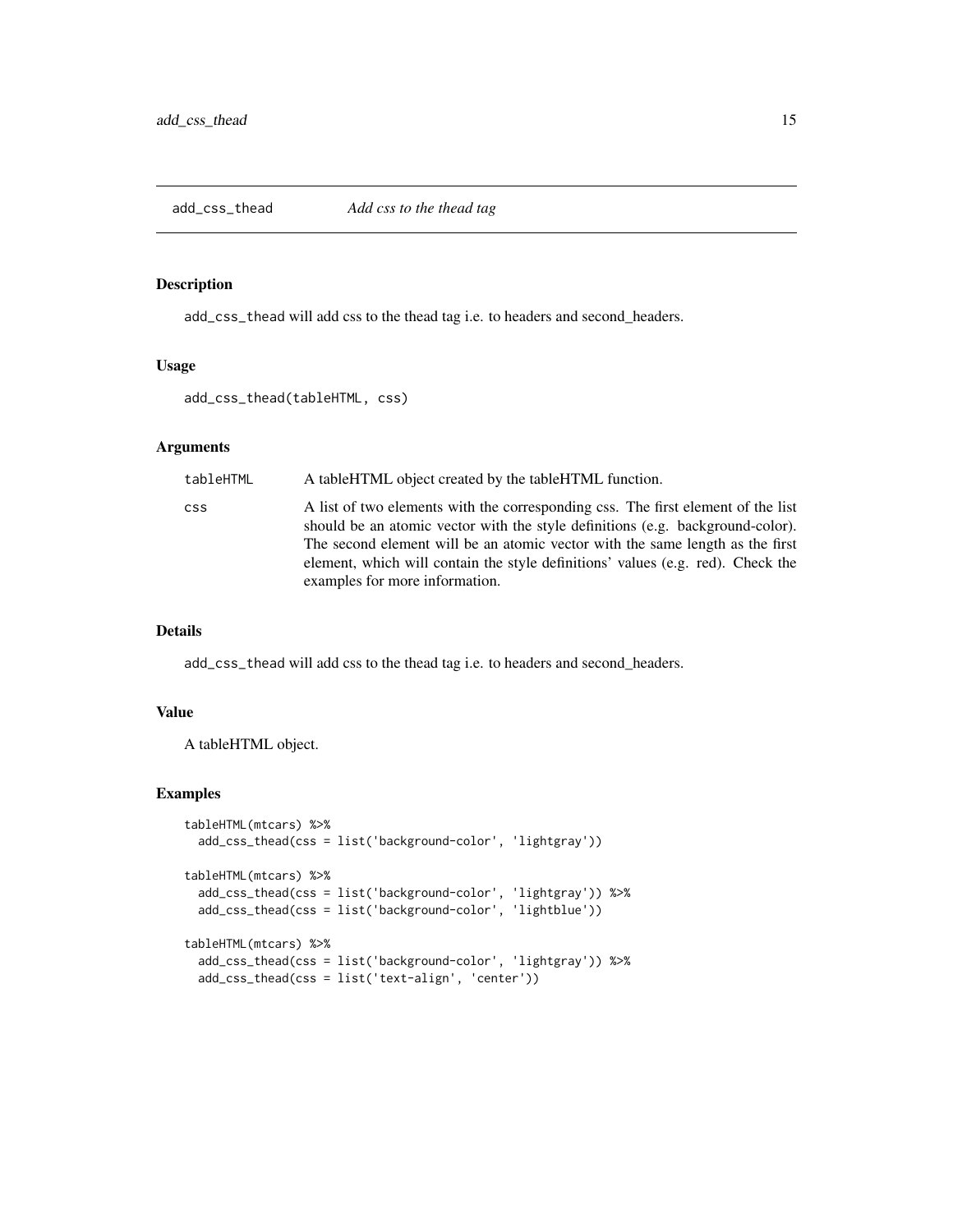## add_css_thead — *Add css to the thead tag*

### Description

`add_css_thead` will add css to the thead tag i.e. to headers and second_headers.

### Usage

```
add_css_thead(tableHTML, css)
```

### Arguments

| | |
|---|---|
| `tableHTML` | A tableHTML object created by the tableHTML function. |
| `css` | A list of two elements with the corresponding css. The first element of the list should be an atomic vector with the style definitions (e.g. background-color). The second element will be an atomic vector with the same length as the first element, which will contain the style definitions' values (e.g. red). Check the examples for more information. |

### Details

`add_css_thead` will add css to the thead tag i.e. to headers and second_headers.

### Value

A tableHTML object.

### Examples

```
tableHTML(mtcars) %>%
  add_css_thead(css = list('background-color', 'lightgray'))

tableHTML(mtcars) %>%
  add_css_thead(css = list('background-color', 'lightgray')) %>%
  add_css_thead(css = list('background-color', 'lightblue'))

tableHTML(mtcars) %>%
  add_css_thead(css = list('background-color', 'lightgray')) %>%
  add_css_thead(css = list('text-align', 'center'))
```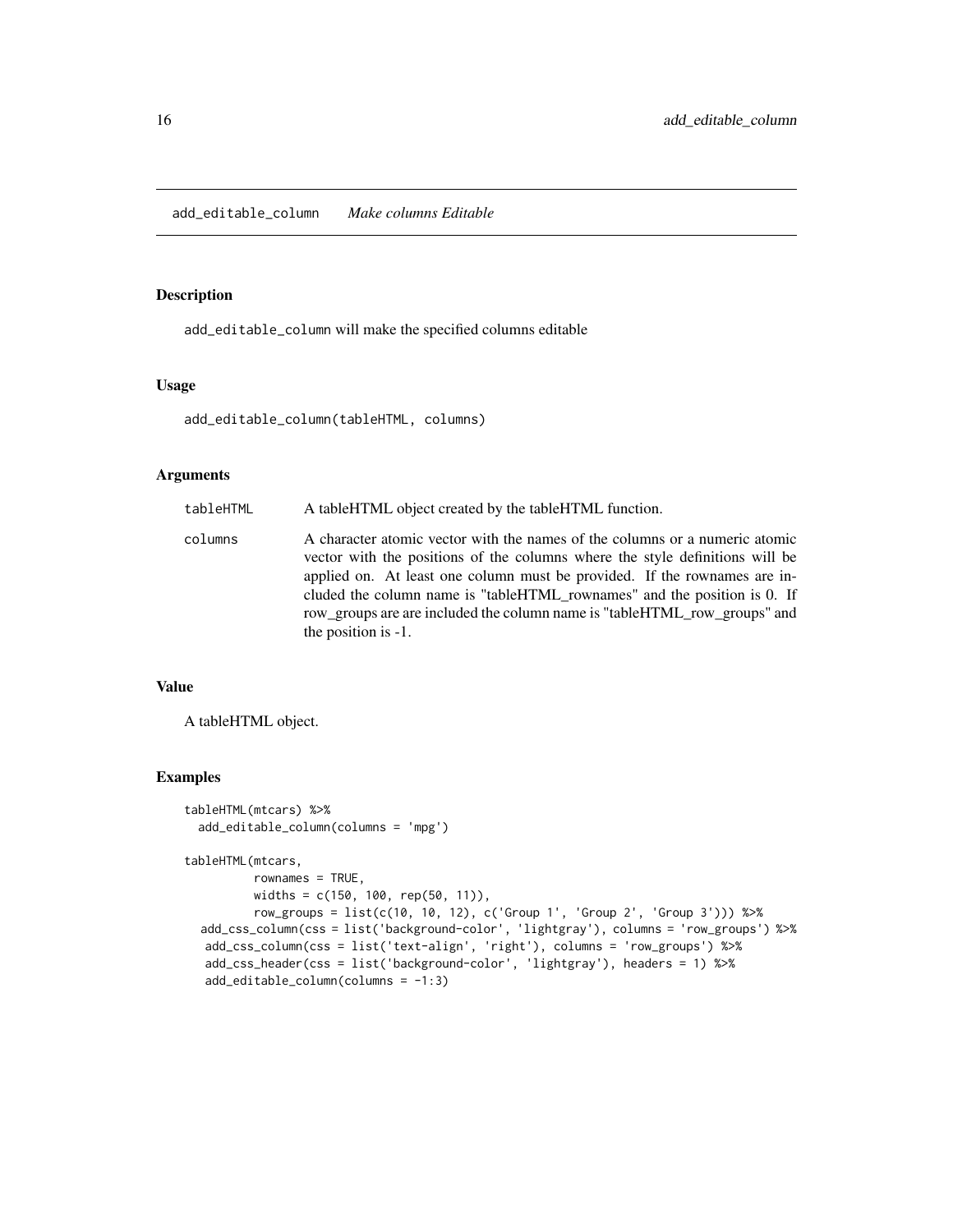# add_editable_column *Make columns Editable*

## Description

add_editable_column will make the specified columns editable

## Usage

```
add_editable_column(tableHTML, columns)
```

## Arguments

| | |
|---|---|
| tableHTML | A tableHTML object created by the tableHTML function. |
| columns | A character atomic vector with the names of the columns or a numeric atomic vector with the positions of the columns where the style definitions will be applied on. At least one column must be provided. If the rownames are included the column name is "tableHTML_rownames" and the position is 0. If row_groups are are included the column name is "tableHTML_row_groups" and the position is -1. |

## Value

A tableHTML object.

## Examples

```
tableHTML(mtcars) %>%
  add_editable_column(columns = 'mpg')

tableHTML(mtcars,
          rownames = TRUE,
          widths = c(150, 100, rep(50, 11)),
          row_groups = list(c(10, 10, 12), c('Group 1', 'Group 2', 'Group 3'))) %>%
   add_css_column(css = list('background-color', 'lightgray'), columns = 'row_groups') %>%
    add_css_column(css = list('text-align', 'right'), columns = 'row_groups') %>%
    add_css_header(css = list('background-color', 'lightgray'), headers = 1) %>%
    add_editable_column(columns = -1:3)
```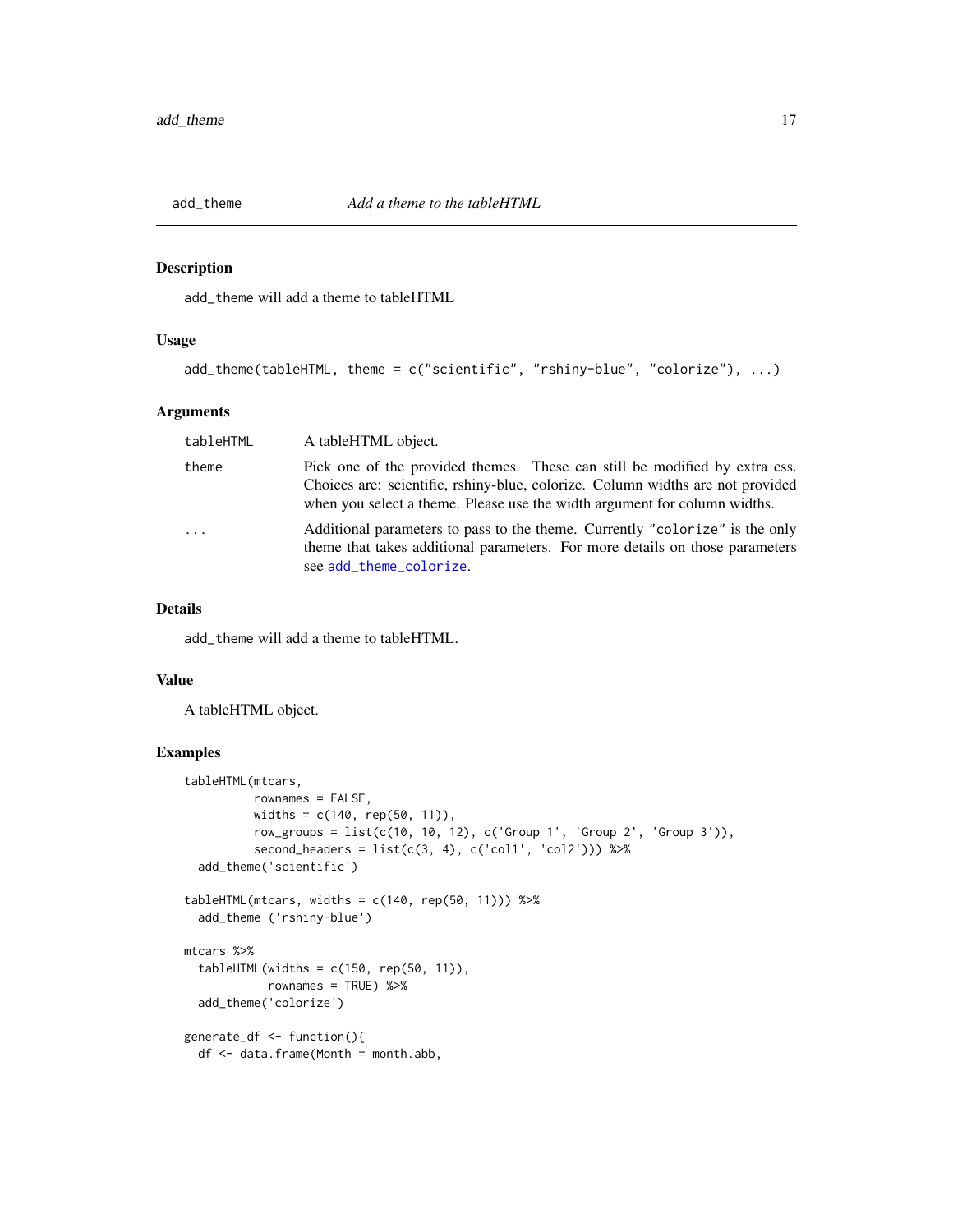## add_theme *Add a theme to the tableHTML*

### Description

add_theme will add a theme to tableHTML

### Usage

```
add_theme(tableHTML, theme = c("scientific", "rshiny-blue", "colorize"), ...)
```

### Arguments

| | |
|---|---|
| tableHTML | A tableHTML object. |
| theme | Pick one of the provided themes. These can still be modified by extra css. Choices are: scientific, rshiny-blue, colorize. Column widths are not provided when you select a theme. Please use the width argument for column widths. |
| ... | Additional parameters to pass to the theme. Currently "colorize" is the only theme that takes additional parameters. For more details on those parameters see add_theme_colorize. |

### Details

add_theme will add a theme to tableHTML.

### Value

A tableHTML object.

### Examples

```
tableHTML(mtcars,
          rownames = FALSE,
          widths = c(140, rep(50, 11)),
          row_groups = list(c(10, 10, 12), c('Group 1', 'Group 2', 'Group 3')),
          second_headers = list(c(3, 4), c('col1', 'col2'))) %>%
  add_theme('scientific')

tableHTML(mtcars, widths = c(140, rep(50, 11))) %>%
  add_theme ('rshiny-blue')

mtcars %>%
  tableHTML(widths = c(150, rep(50, 11)),
            rownames = TRUE) %>%
  add_theme('colorize')

generate_df <- function(){
  df <- data.frame(Month = month.abb,
```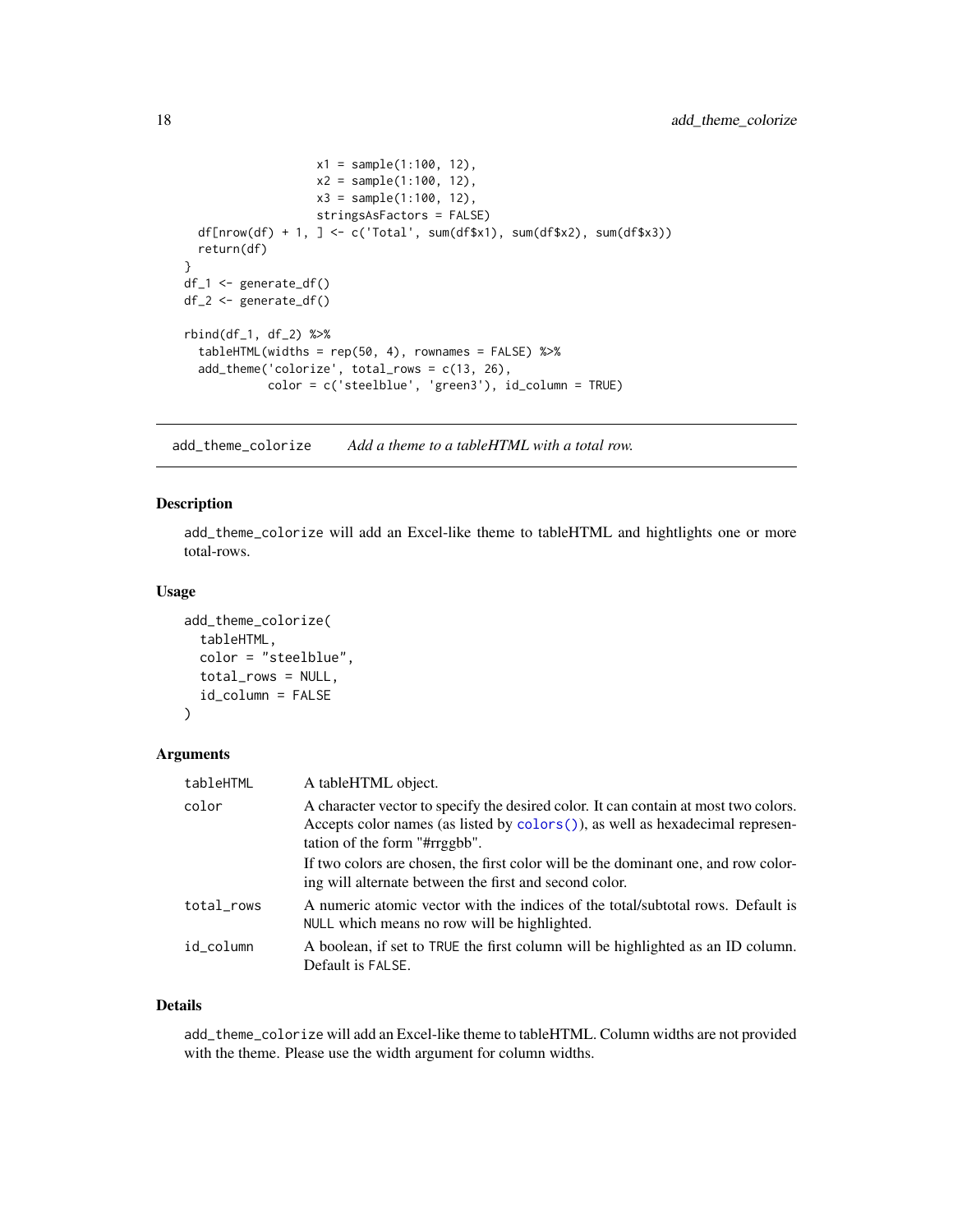```
                  x1 = sample(1:100, 12),
                  x2 = sample(1:100, 12),
                  x3 = sample(1:100, 12),
                  stringsAsFactors = FALSE)
  df[nrow(df) + 1, ] <- c('Total', sum(df$x1), sum(df$x2), sum(df$x3))
  return(df)
}
df_1 <- generate_df()
df_2 <- generate_df()

rbind(df_1, df_2) %>%
  tableHTML(widths = rep(50, 4), rownames = FALSE) %>%
  add_theme('colorize', total_rows = c(13, 26),
            color = c('steelblue', 'green3'), id_column = TRUE)
```

## add_theme_colorize — *Add a theme to a tableHTML with a total row.*

### Description

add_theme_colorize will add an Excel-like theme to tableHTML and hightlights one or more total-rows.

### Usage

```
add_theme_colorize(
  tableHTML,
  color = "steelblue",
  total_rows = NULL,
  id_column = FALSE
)
```

### Arguments

| | |
|---|---|
| tableHTML | A tableHTML object. |
| color | A character vector to specify the desired color. It can contain at most two colors. Accepts color names (as listed by colors()), as well as hexadecimal representation of the form "#rrggbb".<br>If two colors are chosen, the first color will be the dominant one, and row coloring will alternate between the first and second color. |
| total_rows | A numeric atomic vector with the indices of the total/subtotal rows. Default is NULL which means no row will be highlighted. |
| id_column | A boolean, if set to TRUE the first column will be highlighted as an ID column. Default is FALSE. |

### Details

add_theme_colorize will add an Excel-like theme to tableHTML. Column widths are not provided with the theme. Please use the width argument for column widths.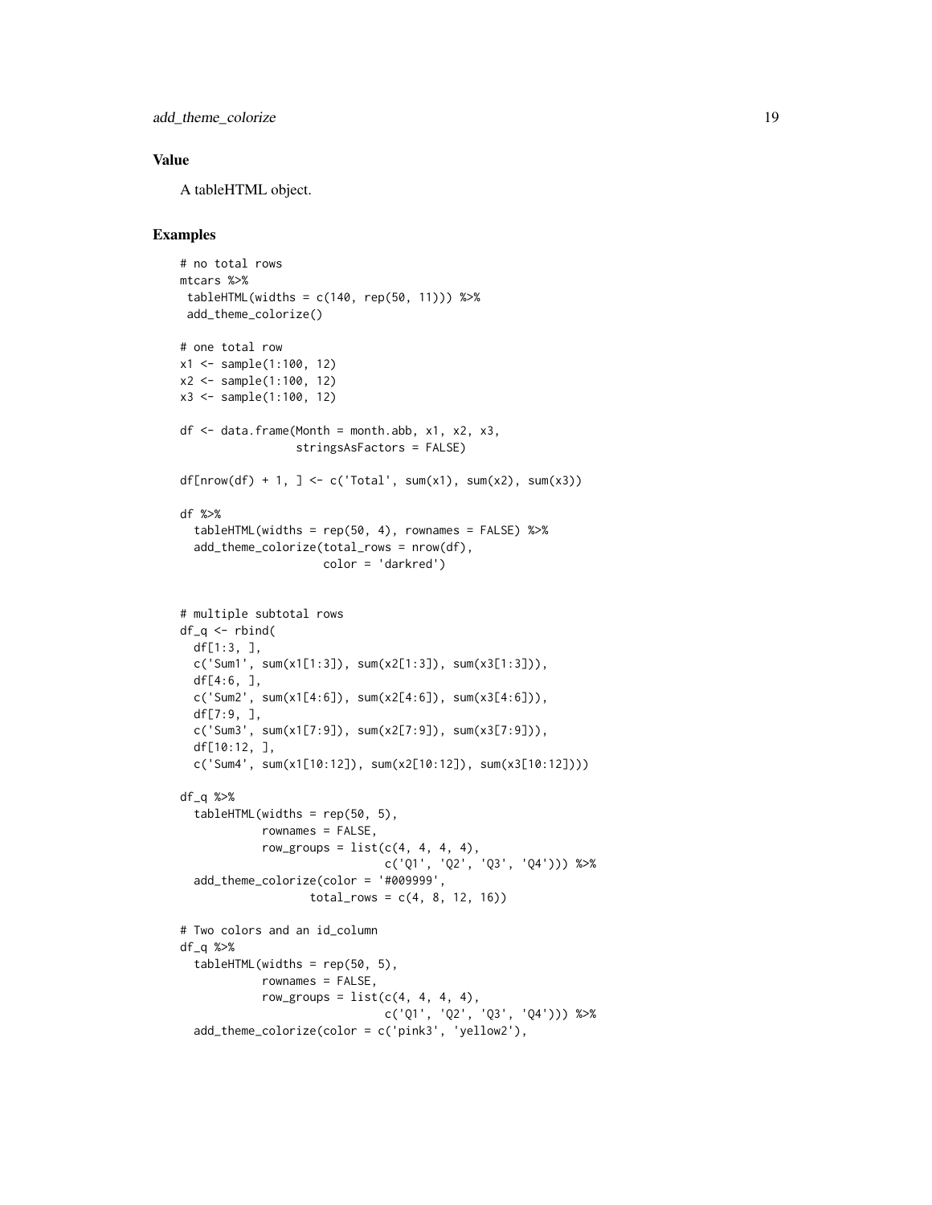## Value

A tableHTML object.

## Examples

```
# no total rows
mtcars %>%
 tableHTML(widths = c(140, rep(50, 11))) %>%
 add_theme_colorize()

# one total row
x1 <- sample(1:100, 12)
x2 <- sample(1:100, 12)
x3 <- sample(1:100, 12)

df <- data.frame(Month = month.abb, x1, x2, x3,
                 stringsAsFactors = FALSE)

df[nrow(df) + 1, ] <- c('Total', sum(x1), sum(x2), sum(x3))

df %>%
  tableHTML(widths = rep(50, 4), rownames = FALSE) %>%
  add_theme_colorize(total_rows = nrow(df),
                     color = 'darkred')


# multiple subtotal rows
df_q <- rbind(
  df[1:3, ],
  c('Sum1', sum(x1[1:3]), sum(x2[1:3]), sum(x3[1:3])),
  df[4:6, ],
  c('Sum2', sum(x1[4:6]), sum(x2[4:6]), sum(x3[4:6])),
  df[7:9, ],
  c('Sum3', sum(x1[7:9]), sum(x2[7:9]), sum(x3[7:9])),
  df[10:12, ],
  c('Sum4', sum(x1[10:12]), sum(x2[10:12]), sum(x3[10:12])))

df_q %>%
  tableHTML(widths = rep(50, 5),
            rownames = FALSE,
            row_groups = list(c(4, 4, 4, 4),
                              c('Q1', 'Q2', 'Q3', 'Q4'))) %>%
  add_theme_colorize(color = '#009999',
                   total_rows = c(4, 8, 12, 16))

# Two colors and an id_column
df_q %>%
  tableHTML(widths = rep(50, 5),
            rownames = FALSE,
            row_groups = list(c(4, 4, 4, 4),
                              c('Q1', 'Q2', 'Q3', 'Q4'))) %>%
  add_theme_colorize(color = c('pink3', 'yellow2'),
```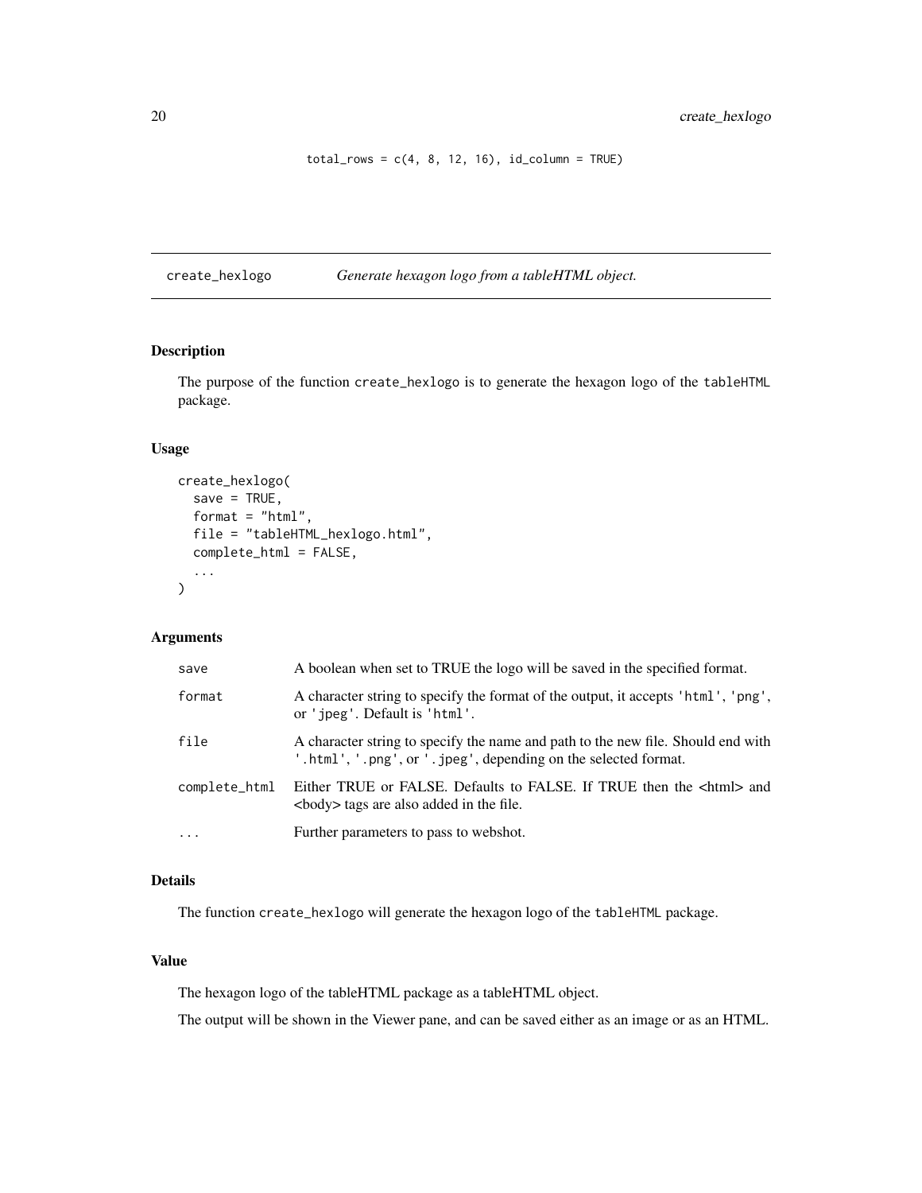```
total_rows = c(4, 8, 12, 16), id_column = TRUE)
```

## create_hexlogo — *Generate hexagon logo from a tableHTML object.*

### Description

The purpose of the function `create_hexlogo` is to generate the hexagon logo of the `tableHTML` package.

### Usage

```
create_hexlogo(
  save = TRUE,
  format = "html",
  file = "tableHTML_hexlogo.html",
  complete_html = FALSE,
  ...
)
```

### Arguments

| | |
|---|---|
| save | A boolean when set to TRUE the logo will be saved in the specified format. |
| format | A character string to specify the format of the output, it accepts 'html', 'png', or 'jpeg'. Default is 'html'. |
| file | A character string to specify the name and path to the new file. Should end with '.html', '.png', or '.jpeg', depending on the selected format. |
| complete_html | Either TRUE or FALSE. Defaults to FALSE. If TRUE then the <html> and <body> tags are also added in the file. |
| ... | Further parameters to pass to webshot. |

### Details

The function `create_hexlogo` will generate the hexagon logo of the `tableHTML` package.

### Value

The hexagon logo of the tableHTML package as a tableHTML object.

The output will be shown in the Viewer pane, and can be saved either as an image or as an HTML.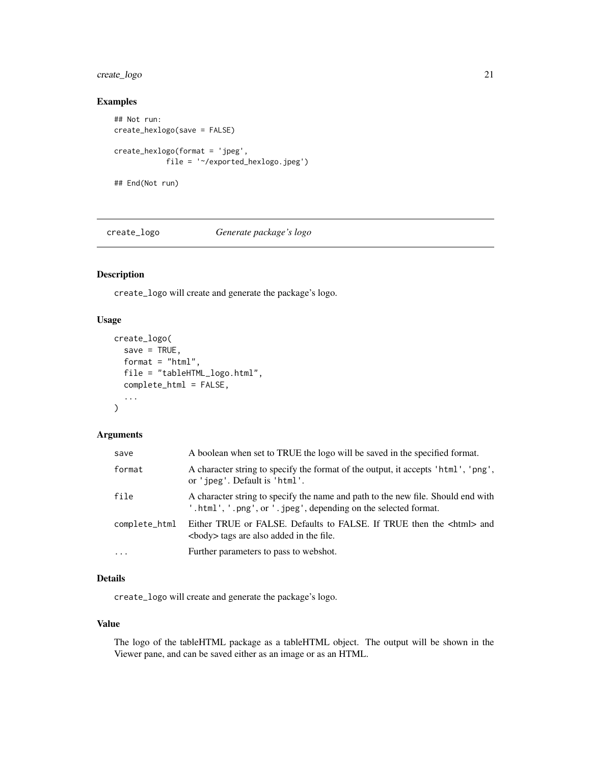### Examples

```
## Not run:
create_hexlogo(save = FALSE)

create_hexlogo(format = 'jpeg',
           file = '~/exported_hexlogo.jpeg')

## End(Not run)
```

---

## create_logo *Generate package's logo*

---

### Description

`create_logo` will create and generate the package's logo.

### Usage

```
create_logo(
  save = TRUE,
  format = "html",
  file = "tableHTML_logo.html",
  complete_html = FALSE,
  ...
)
```

### Arguments

| | |
|---|---|
| `save` | A boolean when set to TRUE the logo will be saved in the specified format. |
| `format` | A character string to specify the format of the output, it accepts 'html', 'png', or 'jpeg'. Default is 'html'. |
| `file` | A character string to specify the name and path to the new file. Should end with '.html', '.png', or '.jpeg', depending on the selected format. |
| `complete_html` | Either TRUE or FALSE. Defaults to FALSE. If TRUE then the <html> and <body> tags are also added in the file. |
| `...` | Further parameters to pass to webshot. |

### Details

`create_logo` will create and generate the package's logo.

### Value

The logo of the tableHTML package as a tableHTML object. The output will be shown in the Viewer pane, and can be saved either as an image or as an HTML.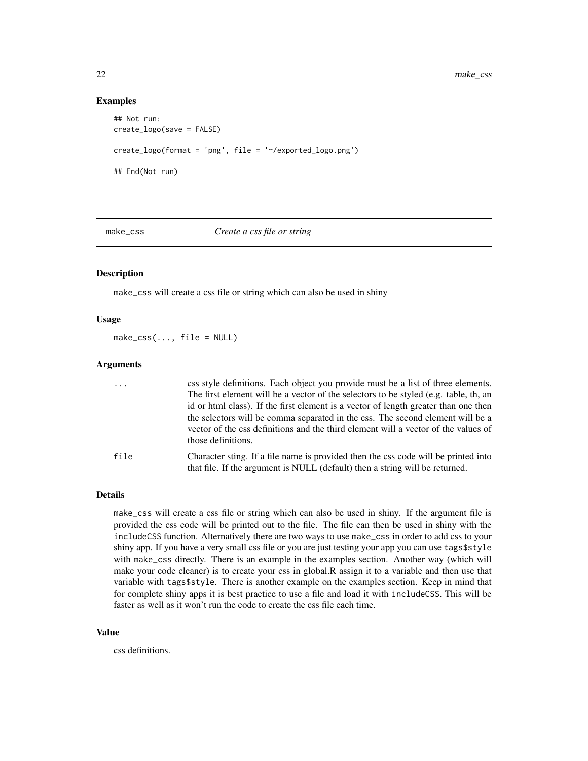## Examples

```
## Not run:
create_logo(save = FALSE)

create_logo(format = 'png', file = '~/exported_logo.png')

## End(Not run)
```

---

# make_css — *Create a css file or string*

---

### Description

make_css will create a css file or string which can also be used in shiny

### Usage

```
make_css(..., file = NULL)
```

### Arguments

| | |
|---|---|
| ... | css style definitions. Each object you provide must be a list of three elements. The first element will be a vector of the selectors to be styled (e.g. table, th, an id or html class). If the first element is a vector of length greater than one then the selectors will be comma separated in the css. The second element will be a vector of the css definitions and the third element will a vector of the values of those definitions. |
| file | Character sting. If a file name is provided then the css code will be printed into that file. If the argument is NULL (default) then a string will be returned. |

### Details

make_css will create a css file or string which can also be used in shiny. If the argument file is provided the css code will be printed out to the file. The file can then be used in shiny with the includeCSS function. Alternatively there are two ways to use make_css in order to add css to your shiny app. If you have a very small css file or you are just testing your app you can use tags$style with make_css directly. There is an example in the examples section. Another way (which will make your code cleaner) is to create your css in global.R assign it to a variable and then use that variable with tags$style. There is another example on the examples section. Keep in mind that for complete shiny apps it is best practice to use a file and load it with includeCSS. This will be faster as well as it won't run the code to create the css file each time.

### Value

css definitions.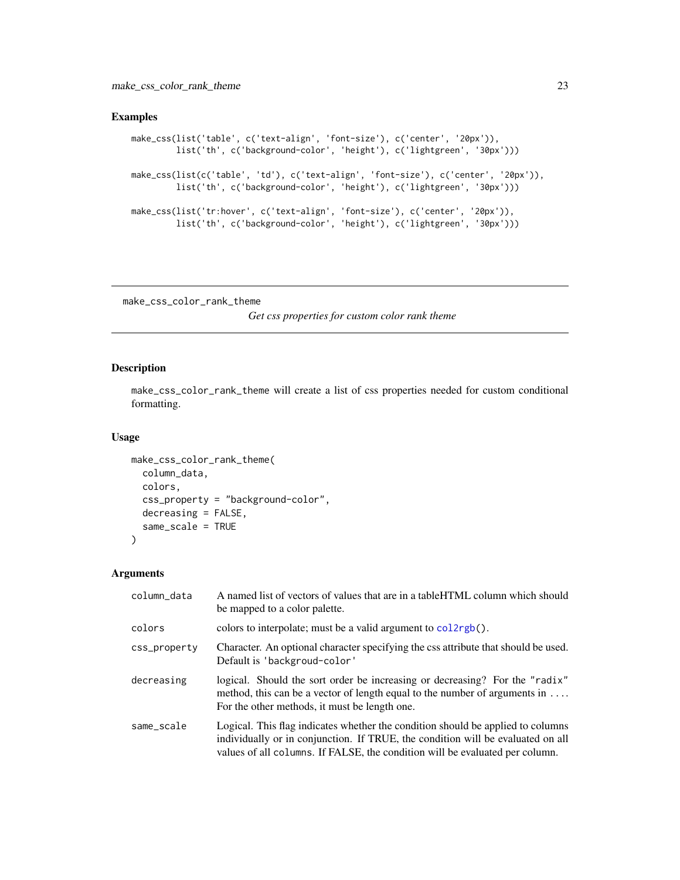## Examples

```
make_css(list('table', c('text-align', 'font-size'), c('center', '20px')),
         list('th', c('background-color', 'height'), c('lightgreen', '30px')))

make_css(list(c('table', 'td'), c('text-align', 'font-size'), c('center', '20px')),
         list('th', c('background-color', 'height'), c('lightgreen', '30px')))

make_css(list('tr:hover', c('text-align', 'font-size'), c('center', '20px')),
         list('th', c('background-color', 'height'), c('lightgreen', '30px')))
```

---

make_css_color_rank_theme

*Get css properties for custom color rank theme*

---

## Description

make_css_color_rank_theme will create a list of css properties needed for custom conditional formatting.

## Usage

```
make_css_color_rank_theme(
  column_data,
  colors,
  css_property = "background-color",
  decreasing = FALSE,
  same_scale = TRUE
)
```

## Arguments

| | |
|---|---|
| column_data | A named list of vectors of values that are in a tableHTML column which should be mapped to a color palette. |
| colors | colors to interpolate; must be a valid argument to col2rgb(). |
| css_property | Character. An optional character specifying the css attribute that should be used. Default is 'backgroud-color' |
| decreasing | logical. Should the sort order be increasing or decreasing? For the "radix" method, this can be a vector of length equal to the number of arguments in .... For the other methods, it must be length one. |
| same_scale | Logical. This flag indicates whether the condition should be applied to columns individually or in conjunction. If TRUE, the condition will be evaluated on all values of all columns. If FALSE, the condition will be evaluated per column. |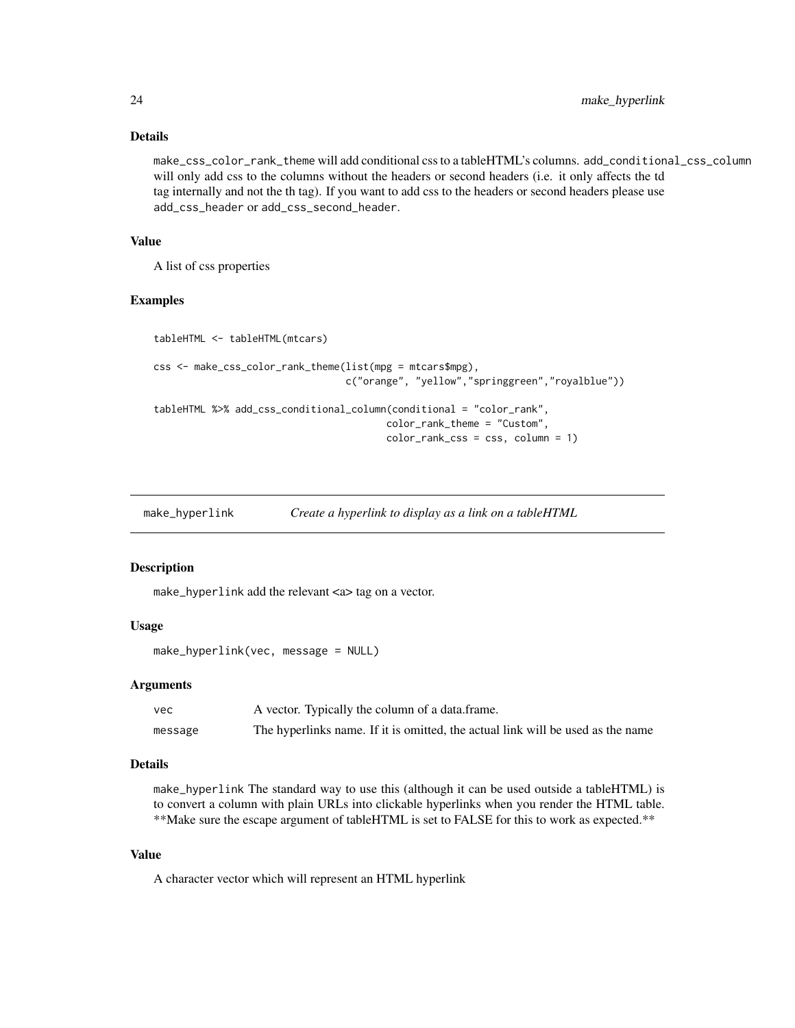### Details

make_css_color_rank_theme will add conditional css to a tableHTML's columns. add_conditional_css_column will only add css to the columns without the headers or second headers (i.e. it only affects the td tag internally and not the th tag). If you want to add css to the headers or second headers please use add_css_header or add_css_second_header.

### Value

A list of css properties

### Examples

```
tableHTML <- tableHTML(mtcars)

css <- make_css_color_rank_theme(list(mpg = mtcars$mpg),
                                 c("orange", "yellow","springgreen","royalblue"))

tableHTML %>% add_css_conditional_column(conditional = "color_rank",
                                         color_rank_theme = "Custom",
                                         color_rank_css = css, column = 1)
```

---

## make_hyperlink *Create a hyperlink to display as a link on a tableHTML*

---

### Description

make_hyperlink add the relevant <a> tag on a vector.

### Usage

```
make_hyperlink(vec, message = NULL)
```

### Arguments

| | |
|---|---|
| vec | A vector. Typically the column of a data.frame. |
| message | The hyperlinks name. If it is omitted, the actual link will be used as the name |

### Details

make_hyperlink The standard way to use this (although it can be used outside a tableHTML) is to convert a column with plain URLs into clickable hyperlinks when you render the HTML table. **Make sure the escape argument of tableHTML is set to FALSE for this to work as expected.**

### Value

A character vector which will represent an HTML hyperlink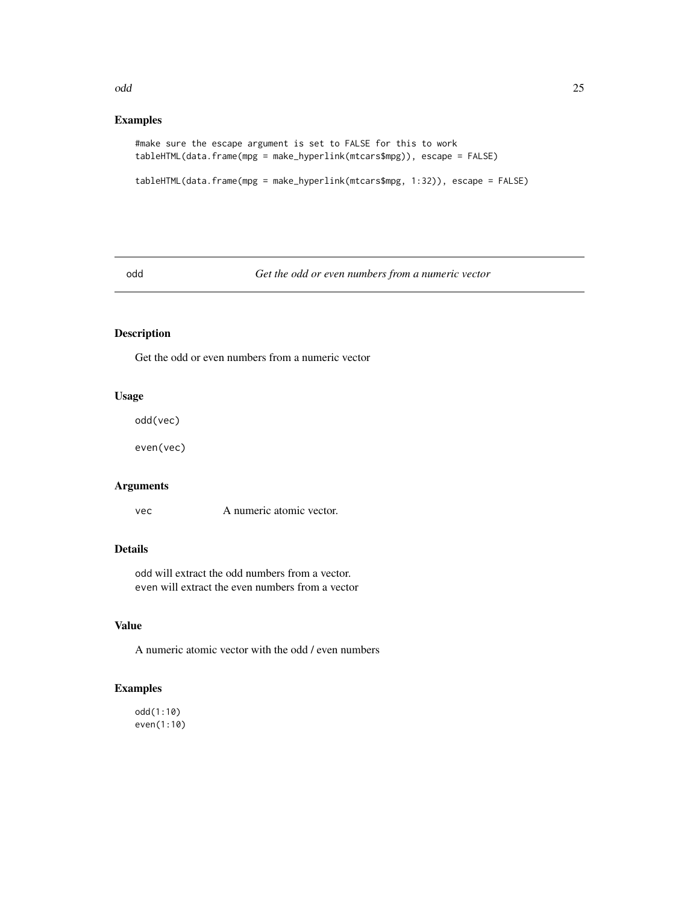## Examples

```
#make sure the escape argument is set to FALSE for this to work
tableHTML(data.frame(mpg = make_hyperlink(mtcars$mpg)), escape = FALSE)

tableHTML(data.frame(mpg = make_hyperlink(mtcars$mpg, 1:32)), escape = FALSE)
```

---

# odd — *Get the odd or even numbers from a numeric vector*

---

## Description

Get the odd or even numbers from a numeric vector

## Usage

```
odd(vec)

even(vec)
```

## Arguments

| | |
|---|---|
| vec | A numeric atomic vector. |

## Details

odd will extract the odd numbers from a vector.
even will extract the even numbers from a vector

## Value

A numeric atomic vector with the odd / even numbers

## Examples

```
odd(1:10)
even(1:10)
```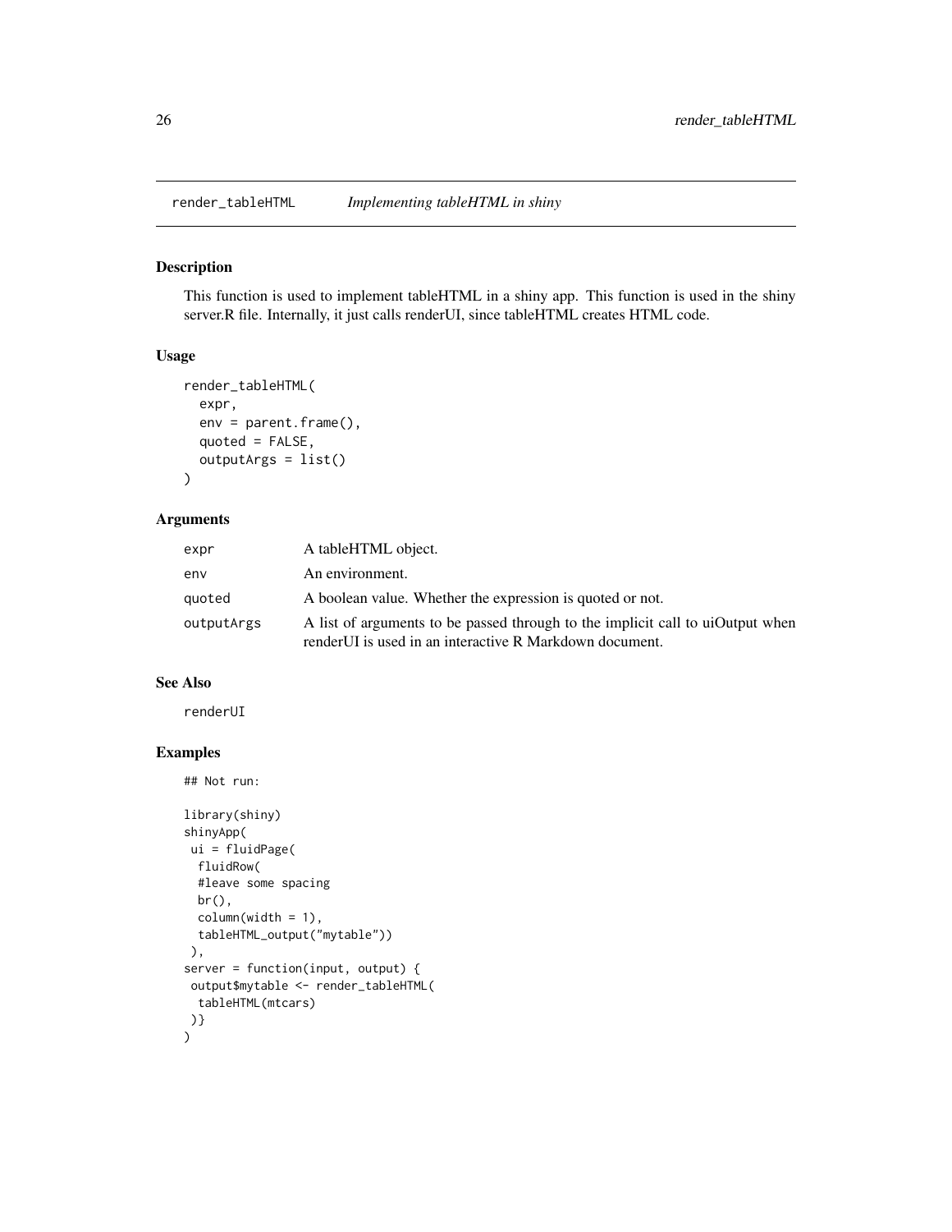## render_tableHTML *Implementing tableHTML in shiny*

### Description

This function is used to implement tableHTML in a shiny app. This function is used in the shiny server.R file. Internally, it just calls renderUI, since tableHTML creates HTML code.

### Usage

```
render_tableHTML(
  expr,
  env = parent.frame(),
  quoted = FALSE,
  outputArgs = list()
)
```

### Arguments

| | |
|---|---|
| expr | A tableHTML object. |
| env | An environment. |
| quoted | A boolean value. Whether the expression is quoted or not. |
| outputArgs | A list of arguments to be passed through to the implicit call to uiOutput when renderUI is used in an interactive R Markdown document. |

### See Also

renderUI

### Examples

```
## Not run:

library(shiny)
shinyApp(
 ui = fluidPage(
  fluidRow(
  #leave some spacing
  br(),
  column(width = 1),
  tableHTML_output("mytable"))
 ),
server = function(input, output) {
 output$mytable <- render_tableHTML(
  tableHTML(mtcars)
 )}
)
```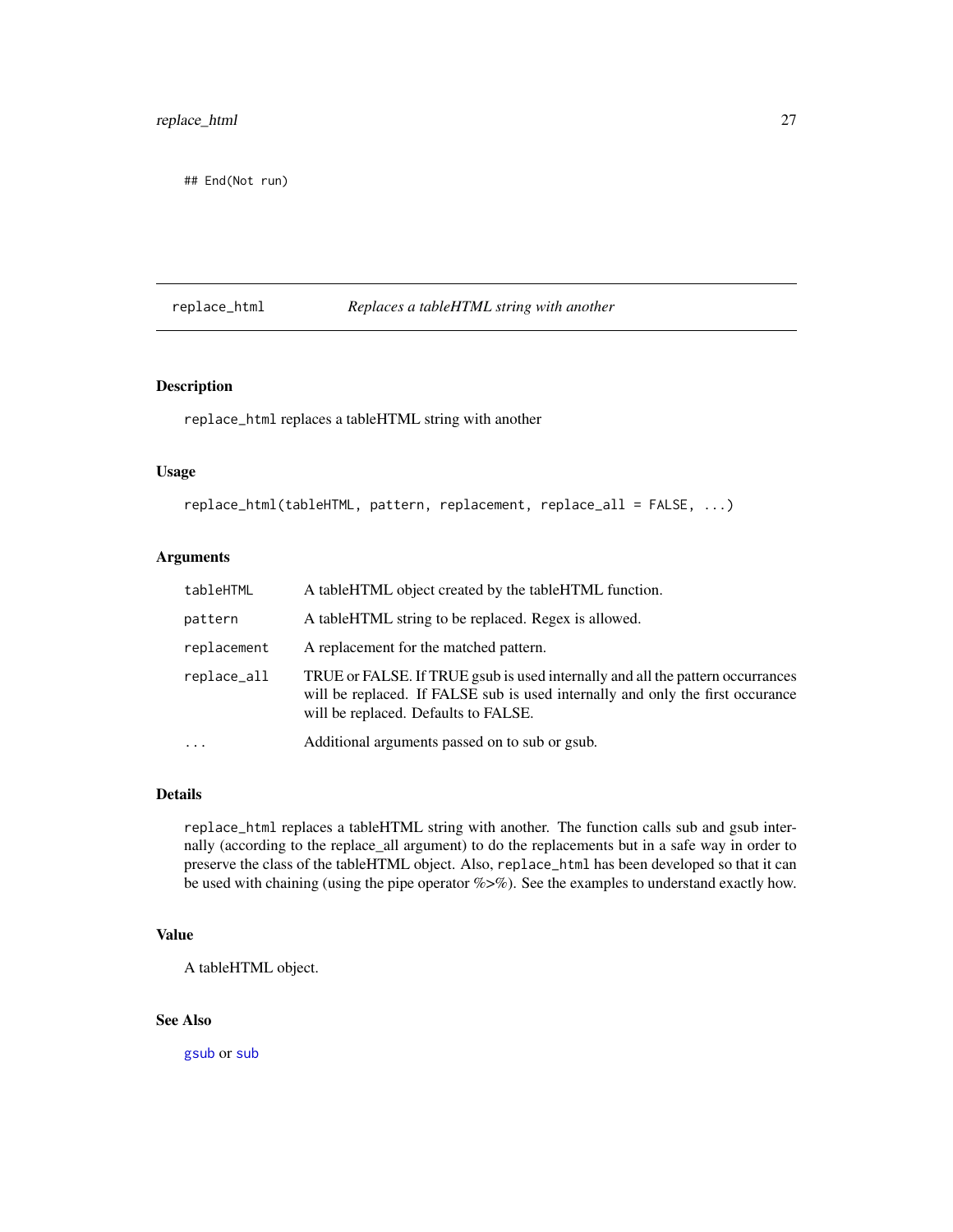```
## End(Not run)
```

## replace_html — *Replaces a tableHTML string with another*

### Description

`replace_html` replaces a tableHTML string with another

### Usage

```
replace_html(tableHTML, pattern, replacement, replace_all = FALSE, ...)
```

### Arguments

| | |
|---|---|
| `tableHTML` | A tableHTML object created by the tableHTML function. |
| `pattern` | A tableHTML string to be replaced. Regex is allowed. |
| `replacement` | A replacement for the matched pattern. |
| `replace_all` | TRUE or FALSE. If TRUE gsub is used internally and all the pattern occurrances will be replaced. If FALSE sub is used internally and only the first occurance will be replaced. Defaults to FALSE. |
| `...` | Additional arguments passed on to sub or gsub. |

### Details

`replace_html` replaces a tableHTML string with another. The function calls sub and gsub internally (according to the replace_all argument) to do the replacements but in a safe way in order to preserve the class of the tableHTML object. Also, `replace_html` has been developed so that it can be used with chaining (using the pipe operator %>%). See the examples to understand exactly how.

### Value

A tableHTML object.

### See Also

`gsub` or `sub`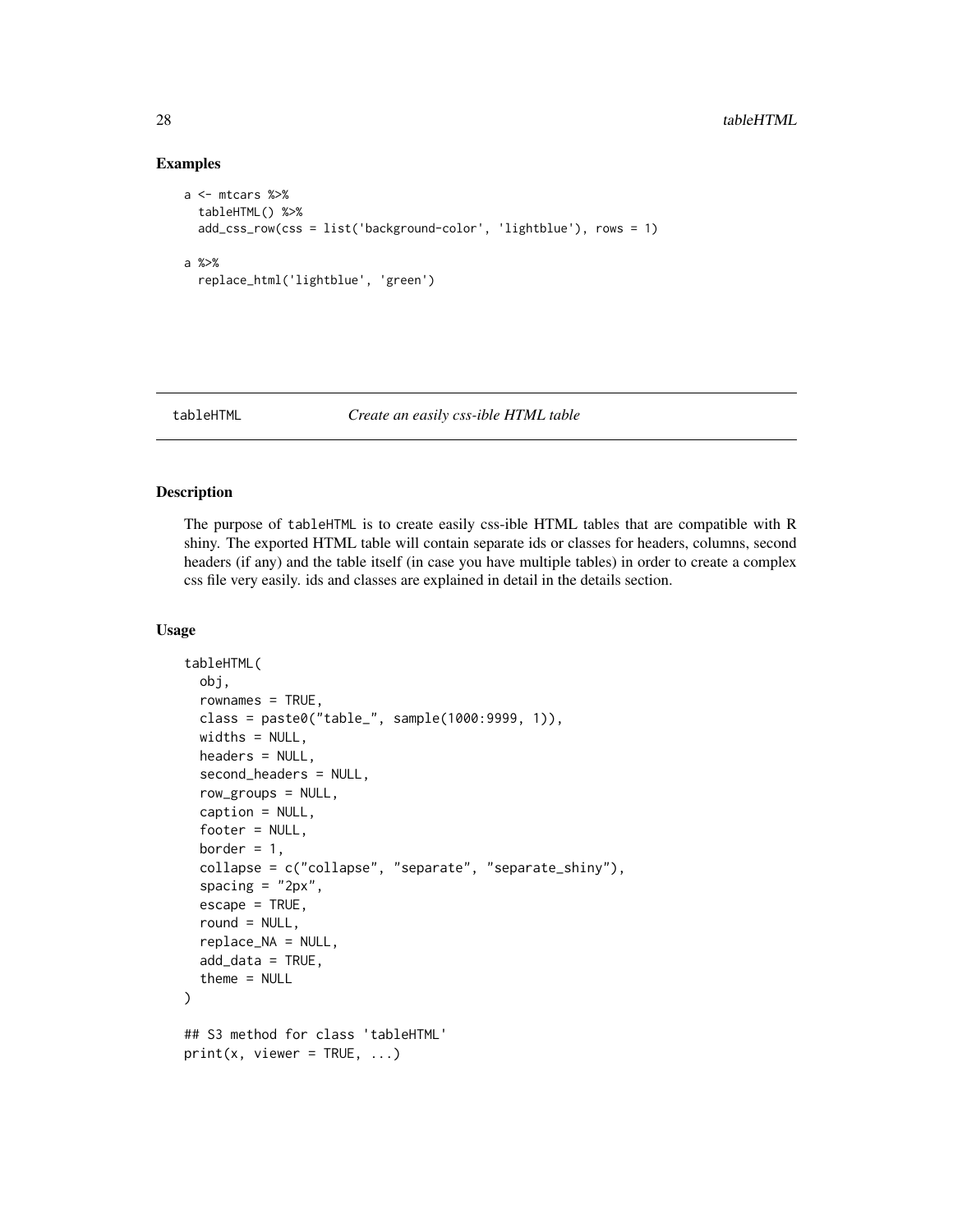## Examples

```
a <- mtcars %>%
  tableHTML() %>%
  add_css_row(css = list('background-color', 'lightblue'), rows = 1)

a %>%
  replace_html('lightblue', 'green')
```

---

tableHTML *Create an easily css-ible HTML table*

---

## Description

The purpose of tableHTML is to create easily css-ible HTML tables that are compatible with R shiny. The exported HTML table will contain separate ids or classes for headers, columns, second headers (if any) and the table itself (in case you have multiple tables) in order to create a complex css file very easily. ids and classes are explained in detail in the details section.

## Usage

```
tableHTML(
  obj,
  rownames = TRUE,
  class = paste0("table_", sample(1000:9999, 1)),
  widths = NULL,
  headers = NULL,
  second_headers = NULL,
  row_groups = NULL,
  caption = NULL,
  footer = NULL,
  border = 1,
  collapse = c("collapse", "separate", "separate_shiny"),
  spacing = "2px",
  escape = TRUE,
  round = NULL,
  replace_NA = NULL,
  add_data = TRUE,
  theme = NULL
)

## S3 method for class 'tableHTML'
print(x, viewer = TRUE, ...)
```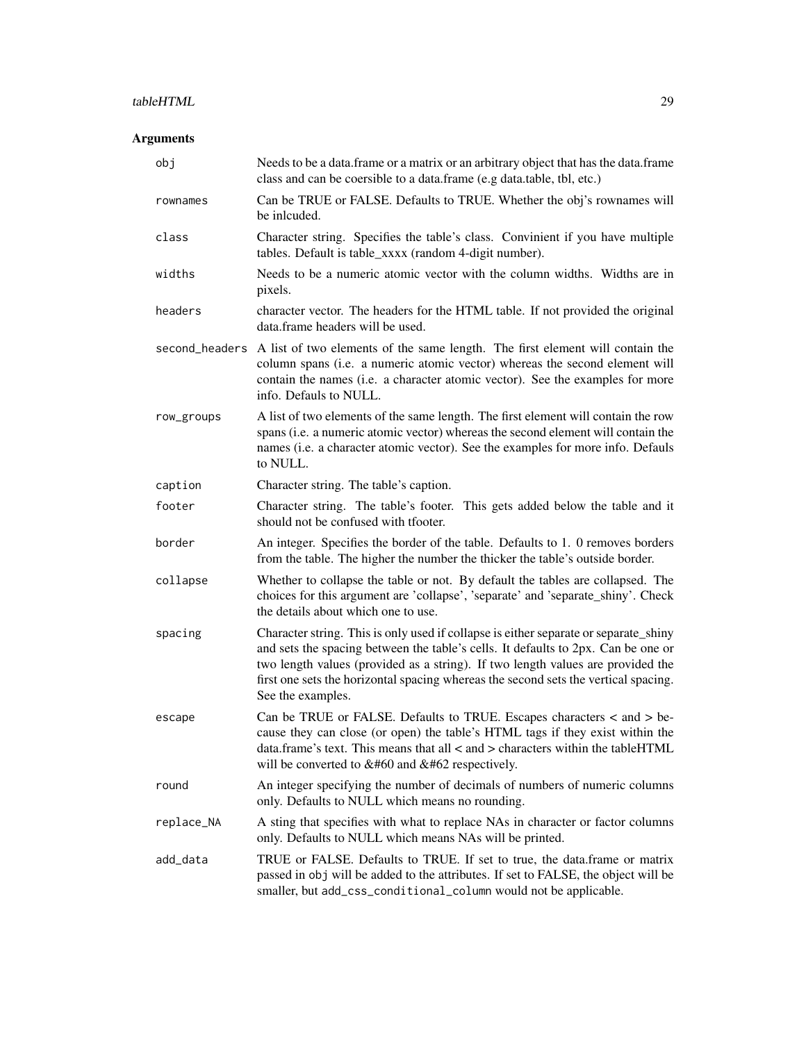## Arguments

| | |
|---|---|
| `obj` | Needs to be a data.frame or a matrix or an arbitrary object that has the data.frame class and can be coersible to a data.frame (e.g data.table, tbl, etc.) |
| `rownames` | Can be TRUE or FALSE. Defaults to TRUE. Whether the obj's rownames will be inlcuded. |
| `class` | Character string. Specifies the table's class. Convinient if you have multiple tables. Default is table_xxxx (random 4-digit number). |
| `widths` | Needs to be a numeric atomic vector with the column widths. Widths are in pixels. |
| `headers` | character vector. The headers for the HTML table. If not provided the original data.frame headers will be used. |
| `second_headers` | A list of two elements of the same length. The first element will contain the column spans (i.e. a numeric atomic vector) whereas the second element will contain the names (i.e. a character atomic vector). See the examples for more info. Defauls to NULL. |
| `row_groups` | A list of two elements of the same length. The first element will contain the row spans (i.e. a numeric atomic vector) whereas the second element will contain the names (i.e. a character atomic vector). See the examples for more info. Defauls to NULL. |
| `caption` | Character string. The table's caption. |
| `footer` | Character string. The table's footer. This gets added below the table and it should not be confused with tfooter. |
| `border` | An integer. Specifies the border of the table. Defaults to 1. 0 removes borders from the table. The higher the number the thicker the table's outside border. |
| `collapse` | Whether to collapse the table or not. By default the tables are collapsed. The choices for this argument are 'collapse', 'separate' and 'separate_shiny'. Check the details about which one to use. |
| `spacing` | Character string. This is only used if collapse is either separate or separate_shiny and sets the spacing between the table's cells. It defaults to 2px. Can be one or two length values (provided as a string). If two length values are provided the first one sets the horizontal spacing whereas the second sets the vertical spacing. See the examples. |
| `escape` | Can be TRUE or FALSE. Defaults to TRUE. Escapes characters < and > because they can close (or open) the table's HTML tags if they exist within the data.frame's text. This means that all < and > characters within the tableHTML will be converted to &#60 and &#62 respectively. |
| `round` | An integer specifying the number of decimals of numbers of numeric columns only. Defaults to NULL which means no rounding. |
| `replace_NA` | A sting that specifies with what to replace NAs in character or factor columns only. Defaults to NULL which means NAs will be printed. |
| `add_data` | TRUE or FALSE. Defaults to TRUE. If set to true, the data.frame or matrix passed in `obj` will be added to the attributes. If set to FALSE, the object will be smaller, but `add_css_conditional_column` would not be applicable. |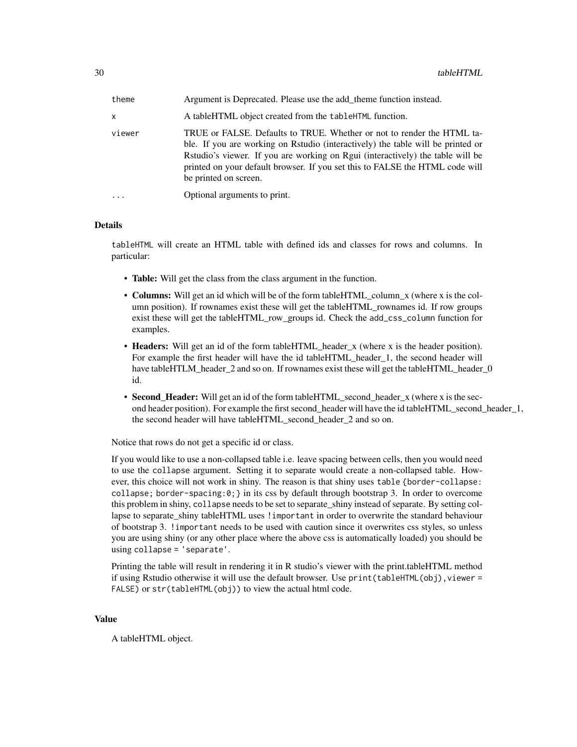| | |
|---|---|
| theme | Argument is Deprecated. Please use the add_theme function instead. |
| x | A tableHTML object created from the `tableHTML` function. |
| viewer | TRUE or FALSE. Defaults to TRUE. Whether or not to render the HTML table. If you are working on Rstudio (interactively) the table will be printed or Rstudio's viewer. If you are working on Rgui (interactively) the table will be printed on your default browser. If you set this to FALSE the HTML code will be printed on screen. |
| ... | Optional arguments to print. |

## Details

`tableHTML` will create an HTML table with defined ids and classes for rows and columns. In particular:

- **Table:** Will get the class from the class argument in the function.
- **Columns:** Will get an id which will be of the form tableHTML_column_x (where x is the column position). If rownames exist these will get the tableHTML_rownames id. If row groups exist these will get the tableHTML_row_groups id. Check the `add_css_column` function for examples.
- **Headers:** Will get an id of the form tableHTML_header_x (where x is the header position). For example the first header will have the id tableHTML_header_1, the second header will have tableHTLM_header_2 and so on. If rownames exist these will get the tableHTML_header_0 id.
- **Second_Header:** Will get an id of the form tableHTML_second_header_x (where x is the second header position). For example the first second_header will have the id tableHTML_second_header_1, the second header will have tableHTML_second_header_2 and so on.

Notice that rows do not get a specific id or class.

If you would like to use a non-collapsed table i.e. leave spacing between cells, then you would need to use the `collapse` argument. Setting it to separate would create a non-collapsed table. However, this choice will not work in shiny. The reason is that shiny uses `table {border-collapse: collapse; border-spacing:0;}` in its css by default through bootstrap 3. In order to overcome this problem in shiny, `collapse` needs to be set to separate_shiny instead of separate. By setting collapse to separate_shiny tableHTML uses `!important` in order to overwrite the standard behaviour of bootstrap 3. `!important` needs to be used with caution since it overwrites css styles, so unless you are using shiny (or any other place where the above css is automatically loaded) you should be using `collapse = 'separate'`.

Printing the table will result in rendering it in R studio's viewer with the print.tableHTML method if using Rstudio otherwise it will use the default browser. Use `print(tableHTML(obj),viewer = FALSE)` or `str(tableHTML(obj))` to view the actual html code.

## Value

A tableHTML object.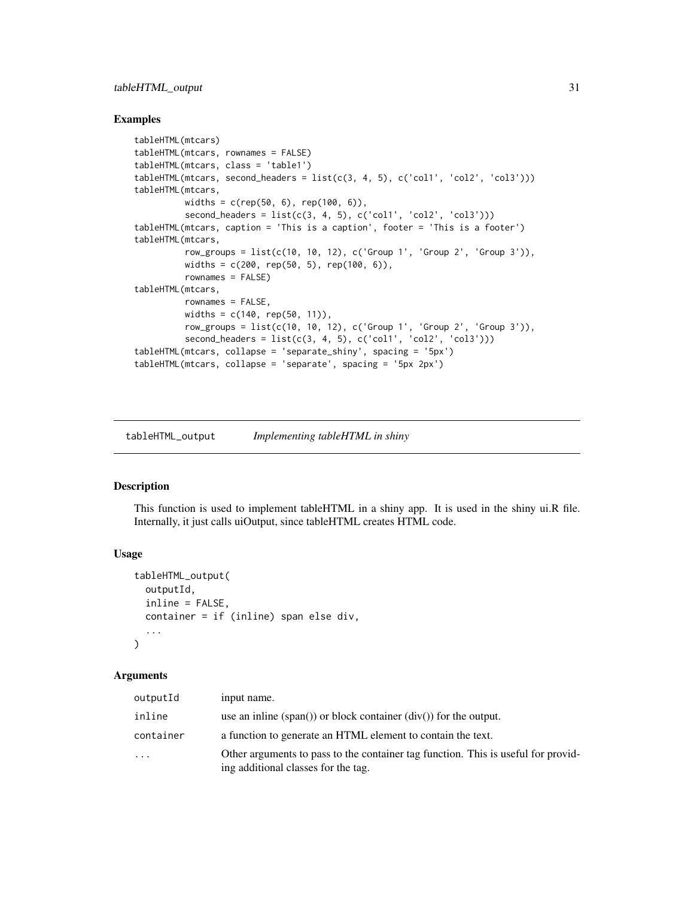## Examples

```
tableHTML(mtcars)
tableHTML(mtcars, rownames = FALSE)
tableHTML(mtcars, class = 'table1')
tableHTML(mtcars, second_headers = list(c(3, 4, 5), c('col1', 'col2', 'col3')))
tableHTML(mtcars,
          widths = c(rep(50, 6), rep(100, 6)),
          second_headers = list(c(3, 4, 5), c('col1', 'col2', 'col3')))
tableHTML(mtcars, caption = 'This is a caption', footer = 'This is a footer')
tableHTML(mtcars,
          row_groups = list(c(10, 10, 12), c('Group 1', 'Group 2', 'Group 3')),
          widths = c(200, rep(50, 5), rep(100, 6)),
          rownames = FALSE)
tableHTML(mtcars,
          rownames = FALSE,
          widths = c(140, rep(50, 11)),
          row_groups = list(c(10, 10, 12), c('Group 1', 'Group 2', 'Group 3')),
          second_headers = list(c(3, 4, 5), c('col1', 'col2', 'col3')))
tableHTML(mtcars, collapse = 'separate_shiny', spacing = '5px')
tableHTML(mtcars, collapse = 'separate', spacing = '5px 2px')
```

---

# tableHTML_output *Implementing tableHTML in shiny*

## Description

This function is used to implement tableHTML in a shiny app. It is used in the shiny ui.R file. Internally, it just calls uiOutput, since tableHTML creates HTML code.

## Usage

```
tableHTML_output(
  outputId,
  inline = FALSE,
  container = if (inline) span else div,
  ...
)
```

## Arguments

| | |
|---|---|
| outputId | input name. |
| inline | use an inline (span()) or block container (div()) for the output. |
| container | a function to generate an HTML element to contain the text. |
| ... | Other arguments to pass to the container tag function. This is useful for providing additional classes for the tag. |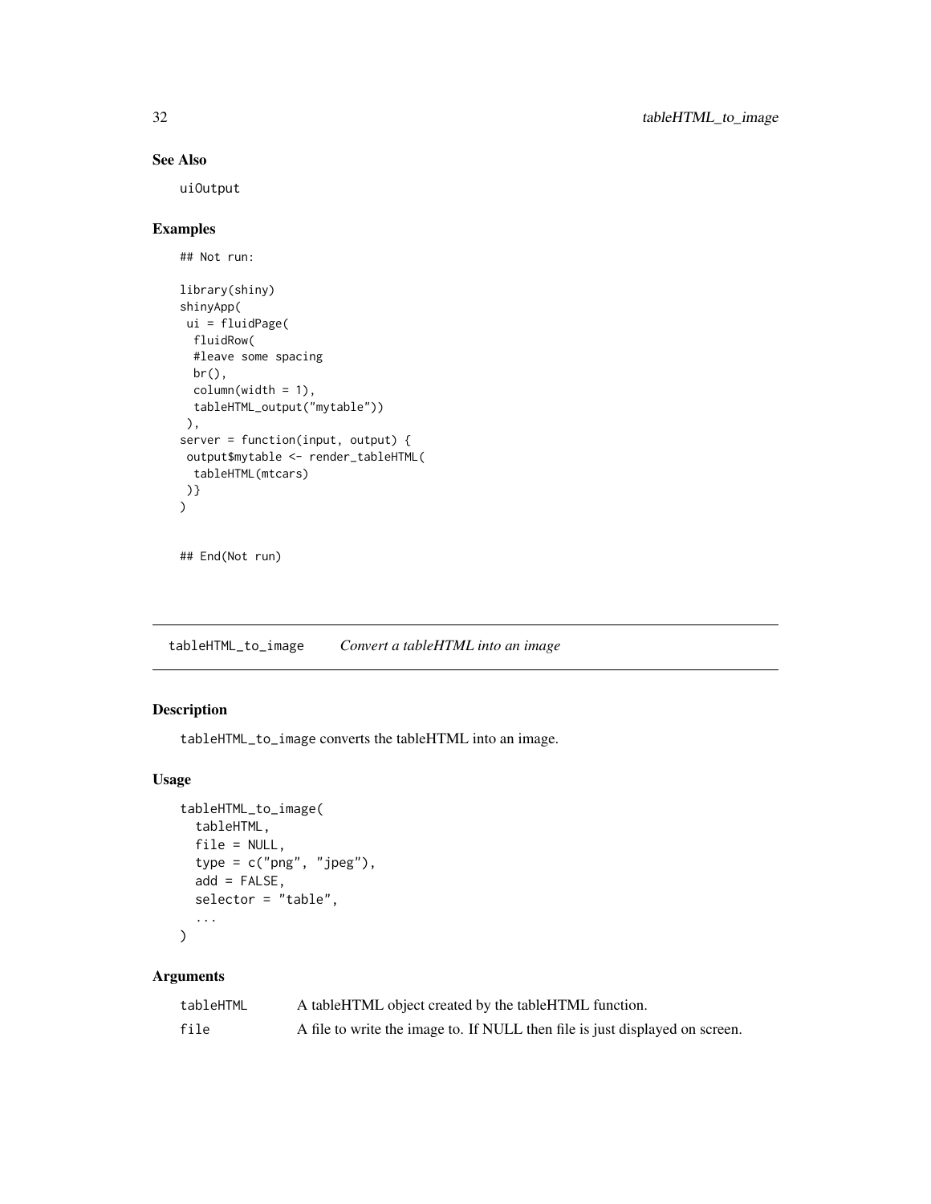## See Also

uiOutput

## Examples

```
## Not run:

library(shiny)
shinyApp(
 ui = fluidPage(
  fluidRow(
  #leave some spacing
  br(),
  column(width = 1),
  tableHTML_output("mytable"))
 ),
server = function(input, output) {
 output$mytable <- render_tableHTML(
  tableHTML(mtcars)
 )}
)


## End(Not run)
```

---

# tableHTML_to_image    *Convert a tableHTML into an image*

---

## Description

tableHTML_to_image converts the tableHTML into an image.

## Usage

```
tableHTML_to_image(
  tableHTML,
  file = NULL,
  type = c("png", "jpeg"),
  add = FALSE,
  selector = "table",
  ...
)
```

## Arguments

| | |
|---|---|
| tableHTML | A tableHTML object created by the tableHTML function. |
| file | A file to write the image to. If NULL then file is just displayed on screen. |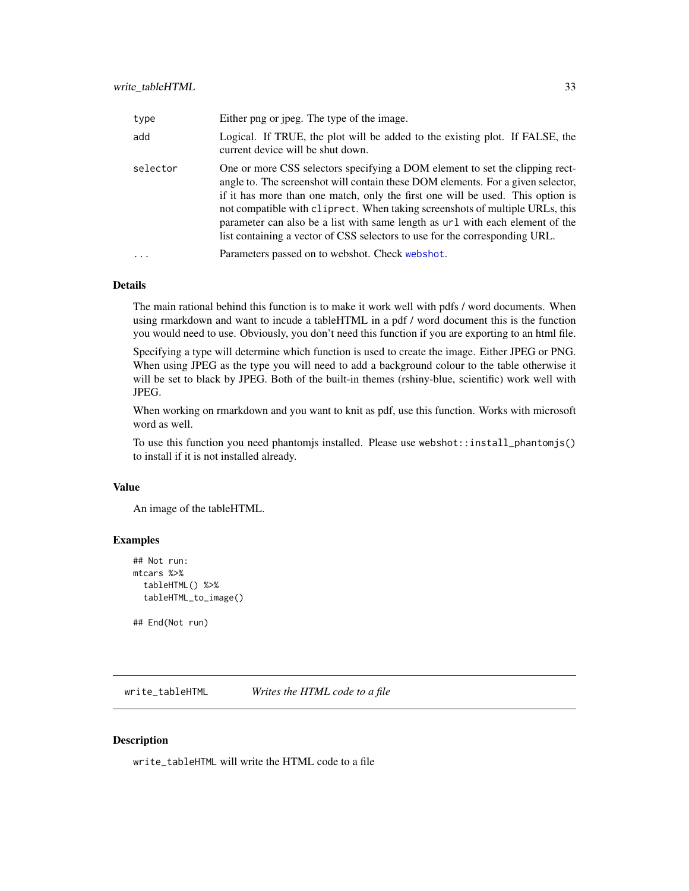| | |
|---|---|
| `type` | Either png or jpeg. The type of the image. |
| `add` | Logical. If TRUE, the plot will be added to the existing plot. If FALSE, the current device will be shut down. |
| `selector` | One or more CSS selectors specifying a DOM element to set the clipping rectangle to. The screenshot will contain these DOM elements. For a given selector, if it has more than one match, only the first one will be used. This option is not compatible with `cliprect`. When taking screenshots of multiple URLs, this parameter can also be a list with same length as `url` with each element of the list containing a vector of CSS selectors to use for the corresponding URL. |
| `...` | Parameters passed on to webshot. Check `webshot`. |

## Details

The main rational behind this function is to make it work well with pdfs / word documents. When using rmarkdown and want to incude a tableHTML in a pdf / word document this is the function you would need to use. Obviously, you don't need this function if you are exporting to an html file.

Specifying a type will determine which function is used to create the image. Either JPEG or PNG. When using JPEG as the type you will need to add a background colour to the table otherwise it will be set to black by JPEG. Both of the built-in themes (rshiny-blue, scientific) work well with JPEG.

When working on rmarkdown and you want to knit as pdf, use this function. Works with microsoft word as well.

To use this function you need phantomjs installed. Please use `webshot::install_phantomjs()` to install if it is not installed already.

## Value

An image of the tableHTML.

## Examples

```
## Not run:
mtcars %>%
  tableHTML() %>%
  tableHTML_to_image()

## End(Not run)
```

---

# write_tableHTML    *Writes the HTML code to a file*

## Description

`write_tableHTML` will write the HTML code to a file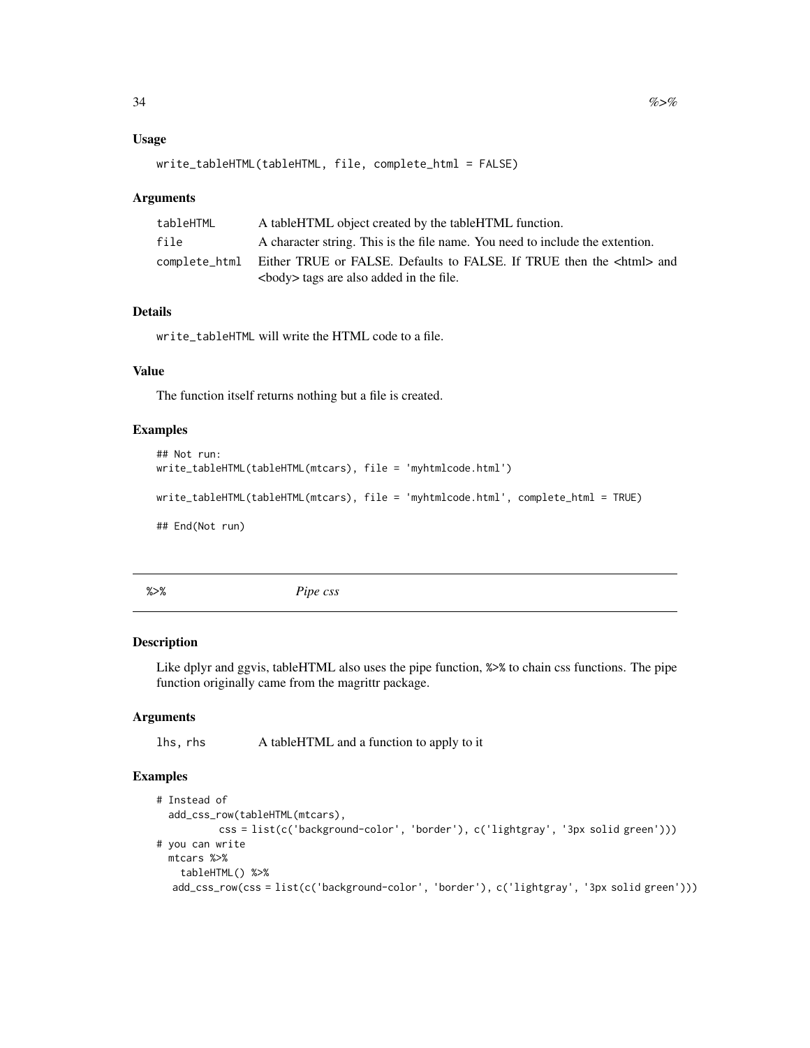### Usage

```
write_tableHTML(tableHTML, file, complete_html = FALSE)
```

### Arguments

| | |
|---|---|
| tableHTML | A tableHTML object created by the tableHTML function. |
| file | A character string. This is the file name. You need to include the extention. |
| complete_html | Either TRUE or FALSE. Defaults to FALSE. If TRUE then the <html> and <body> tags are also added in the file. |

### Details

write_tableHTML will write the HTML code to a file.

### Value

The function itself returns nothing but a file is created.

### Examples

```
## Not run:
write_tableHTML(tableHTML(mtcars), file = 'myhtmlcode.html')

write_tableHTML(tableHTML(mtcars), file = 'myhtmlcode.html', complete_html = TRUE)

## End(Not run)
```

---

## %>% *Pipe css*

### Description

Like dplyr and ggvis, tableHTML also uses the pipe function, %>% to chain css functions. The pipe function originally came from the magrittr package.

### Arguments

| | |
|---|---|
| lhs, rhs | A tableHTML and a function to apply to it |

### Examples

```
# Instead of
  add_css_row(tableHTML(mtcars),
          css = list(c('background-color', 'border'), c('lightgray', '3px solid green')))
# you can write
  mtcars %>%
    tableHTML() %>%
   add_css_row(css = list(c('background-color', 'border'), c('lightgray', '3px solid green')))
```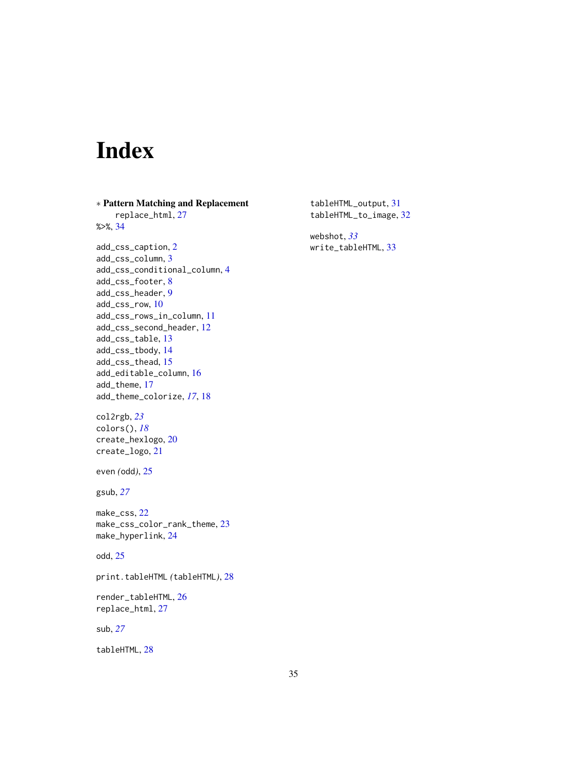# Index

∗ **Pattern Matching and Replacement**
  replace_html, 27

%>%, 34

add_css_caption, 2
add_css_column, 3
add_css_conditional_column, 4
add_css_footer, 8
add_css_header, 9
add_css_row, 10
add_css_rows_in_column, 11
add_css_second_header, 12
add_css_table, 13
add_css_tbody, 14
add_css_thead, 15
add_editable_column, 16
add_theme, 17
add_theme_colorize, *17*, 18

col2rgb, *23*
colors(), *18*
create_hexlogo, 20
create_logo, 21

even *(*odd*)*, 25

gsub, *27*

make_css, 22
make_css_color_rank_theme, 23
make_hyperlink, 24

odd, 25

print.tableHTML *(*tableHTML*)*, 28

render_tableHTML, 26
replace_html, 27

sub, *27*

tableHTML, 28
tableHTML_output, 31
tableHTML_to_image, 32

webshot, *33*
write_tableHTML, 33